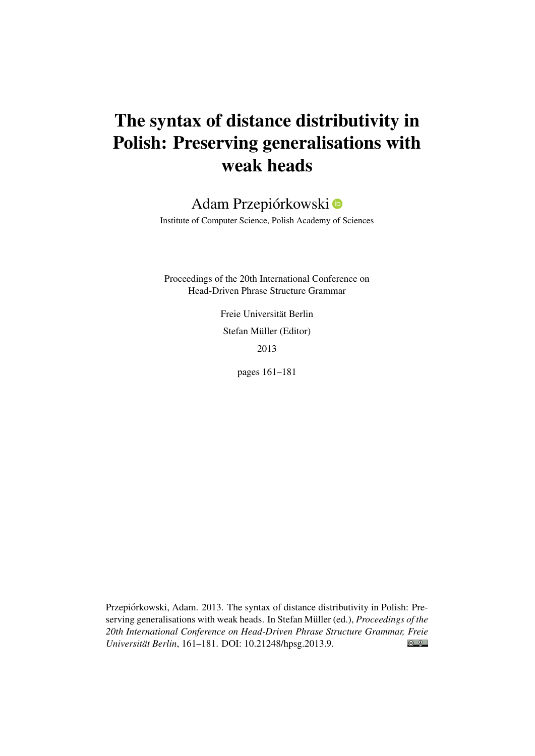# The syntax of distance distributivity in Polish: Preserving generalisations with weak heads

Adam Przepiórkowski

Institute of Computer Science, Polish Academy of Sciences

Proceedings of the 20th International Conference on
Head-Driven Phrase Structure Grammar

Freie Universität Berlin

Stefan Müller (Editor)

2013

pages 161–181

Przepiórkowski, Adam. 2013. The syntax of distance distributivity in Polish: Preserving generalisations with weak heads. In Stefan Müller (ed.), *Proceedings of the 20th International Conference on Head-Driven Phrase Structure Grammar, Freie Universität Berlin*, 161–181. DOI: 10.21248/hpsg.2013.9.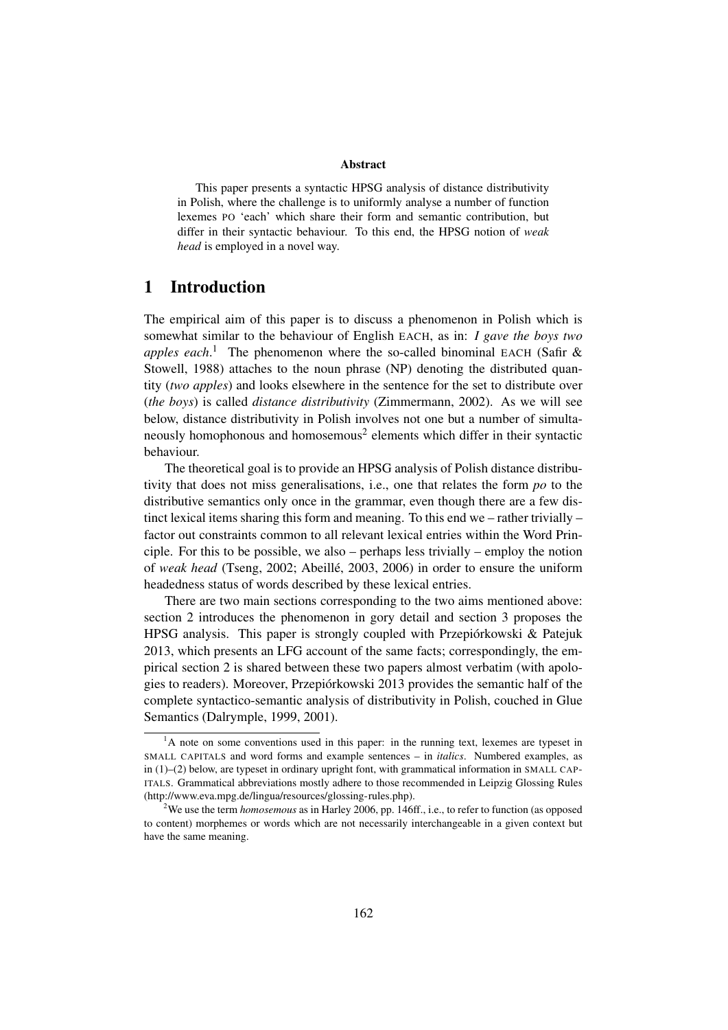**Abstract**

This paper presents a syntactic HPSG analysis of distance distributivity in Polish, where the challenge is to uniformly analyse a number of function lexemes PO 'each' which share their form and semantic contribution, but differ in their syntactic behaviour. To this end, the HPSG notion of *weak head* is employed in a novel way.

# 1 Introduction

The empirical aim of this paper is to discuss a phenomenon in Polish which is somewhat similar to the behaviour of English EACH, as in: *I gave the boys two apples each*.[1] The phenomenon where the so-called binominal EACH (Safir & Stowell, 1988) attaches to the noun phrase (NP) denoting the distributed quantity (*two apples*) and looks elsewhere in the sentence for the set to distribute over (*the boys*) is called *distance distributivity* (Zimmermann, 2002). As we will see below, distance distributivity in Polish involves not one but a number of simultaneously homophonous and homosemous[2] elements which differ in their syntactic behaviour.

The theoretical goal is to provide an HPSG analysis of Polish distance distributivity that does not miss generalisations, i.e., one that relates the form *po* to the distributive semantics only once in the grammar, even though there are a few distinct lexical items sharing this form and meaning. To this end we – rather trivially – factor out constraints common to all relevant lexical entries within the Word Principle. For this to be possible, we also – perhaps less trivially – employ the notion of *weak head* (Tseng, 2002; Abeillé, 2003, 2006) in order to ensure the uniform headedness status of words described by these lexical entries.

There are two main sections corresponding to the two aims mentioned above: section 2 introduces the phenomenon in gory detail and section 3 proposes the HPSG analysis. This paper is strongly coupled with Przepiórkowski & Patejuk 2013, which presents an LFG account of the same facts; correspondingly, the empirical section 2 is shared between these two papers almost verbatim (with apologies to readers). Moreover, Przepiórkowski 2013 provides the semantic half of the complete syntactico-semantic analysis of distributivity in Polish, couched in Glue Semantics (Dalrymple, 1999, 2001).

[1] A note on some conventions used in this paper: in the running text, lexemes are typeset in SMALL CAPITALS and word forms and example sentences – in *italics*. Numbered examples, as in (1)–(2) below, are typeset in ordinary upright font, with grammatical information in SMALL CAPITALS. Grammatical abbreviations mostly adhere to those recommended in Leipzig Glossing Rules (http://www.eva.mpg.de/lingua/resources/glossing-rules.php).

[2] We use the term *homosemous* as in Harley 2006, pp. 146ff., i.e., to refer to function (as opposed to content) morphemes or words which are not necessarily interchangeable in a given context but have the same meaning.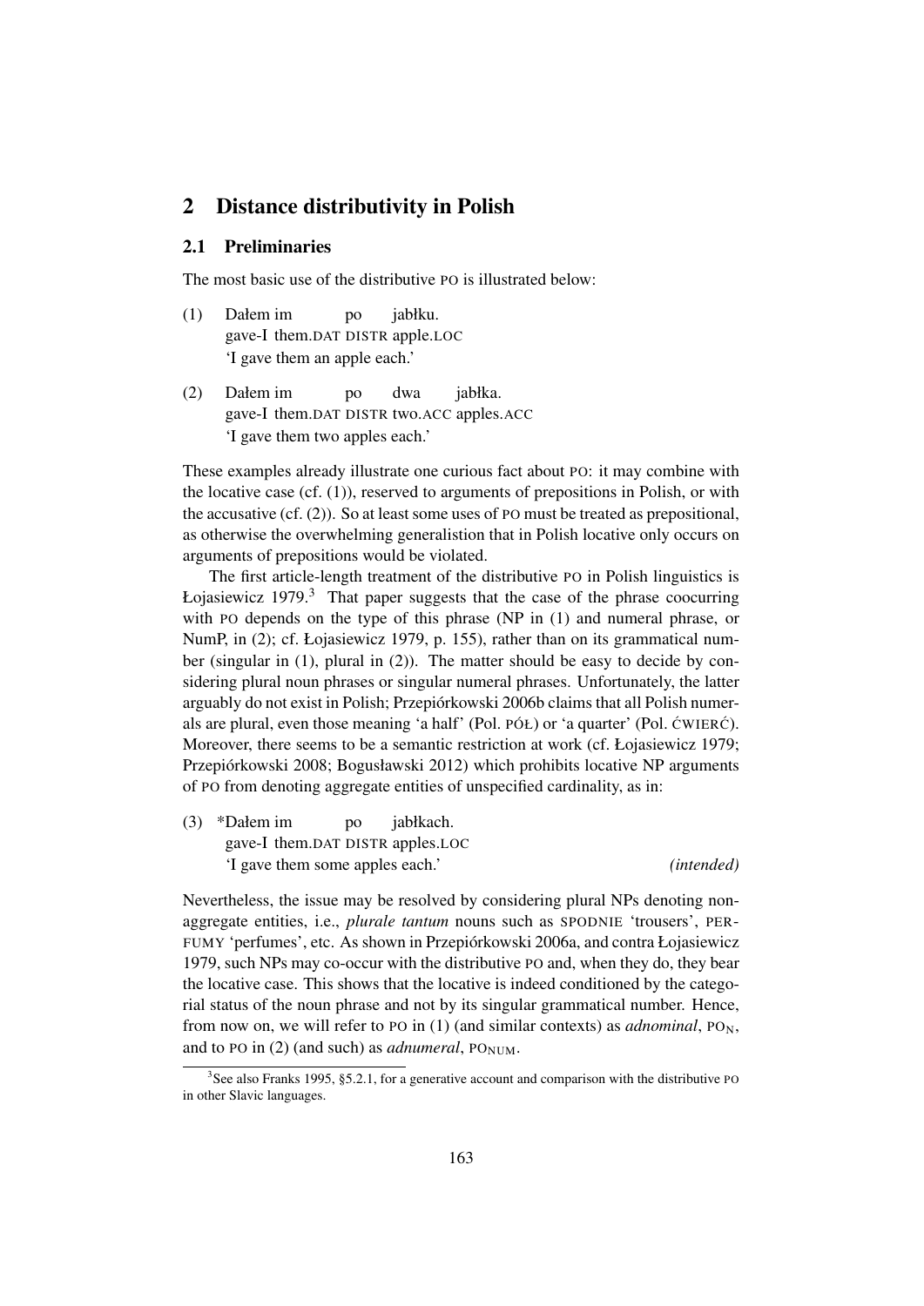## 2 Distance distributivity in Polish

### 2.1 Preliminaries

The most basic use of the distributive PO is illustrated below:

(1) Dałem im po jabłku.
gave-I them.DAT DISTR apple.LOC
'I gave them an apple each.'

(2) Dałem im po dwa jabłka.
gave-I them.DAT DISTR two.ACC apples.ACC
'I gave them two apples each.'

These examples already illustrate one curious fact about PO: it may combine with the locative case (cf. (1)), reserved to arguments of prepositions in Polish, or with the accusative (cf. (2)). So at least some uses of PO must be treated as prepositional, as otherwise the overwhelming generalistion that in Polish locative only occurs on arguments of prepositions would be violated.

The first article-length treatment of the distributive PO in Polish linguistics is Łojasiewicz 1979.[3] That paper suggests that the case of the phrase coocurring with PO depends on the type of this phrase (NP in (1) and numeral phrase, or NumP, in (2); cf. Łojasiewicz 1979, p. 155), rather than on its grammatical number (singular in (1), plural in (2)). The matter should be easy to decide by considering plural noun phrases or singular numeral phrases. Unfortunately, the latter arguably do not exist in Polish; Przepiórkowski 2006b claims that all Polish numerals are plural, even those meaning 'a half' (Pol. PÓŁ) or 'a quarter' (Pol. ĆWIERĆ). Moreover, there seems to be a semantic restriction at work (cf. Łojasiewicz 1979; Przepiórkowski 2008; Bogusławski 2012) which prohibits locative NP arguments of PO from denoting aggregate entities of unspecified cardinality, as in:

(3) *Dałem im po jabłkach.
gave-I them.DAT DISTR apples.LOC
'I gave them some apples each.' *(intended)*

Nevertheless, the issue may be resolved by considering plural NPs denoting non-aggregate entities, i.e., *plurale tantum* nouns such as SPODNIE 'trousers', PERFUMY 'perfumes', etc. As shown in Przepiórkowski 2006a, and contra Łojasiewicz 1979, such NPs may co-occur with the distributive PO and, when they do, they bear the locative case. This shows that the locative is indeed conditioned by the categorial status of the noun phrase and not by its singular grammatical number. Hence, from now on, we will refer to PO in (1) (and similar contexts) as *adnominal*, $\text{PO}_{\text{N}}$, and to PO in (2) (and such) as *adnumeral*, $\text{PO}_{\text{NUM}}$.

[3] See also Franks 1995, §5.2.1, for a generative account and comparison with the distributive PO in other Slavic languages.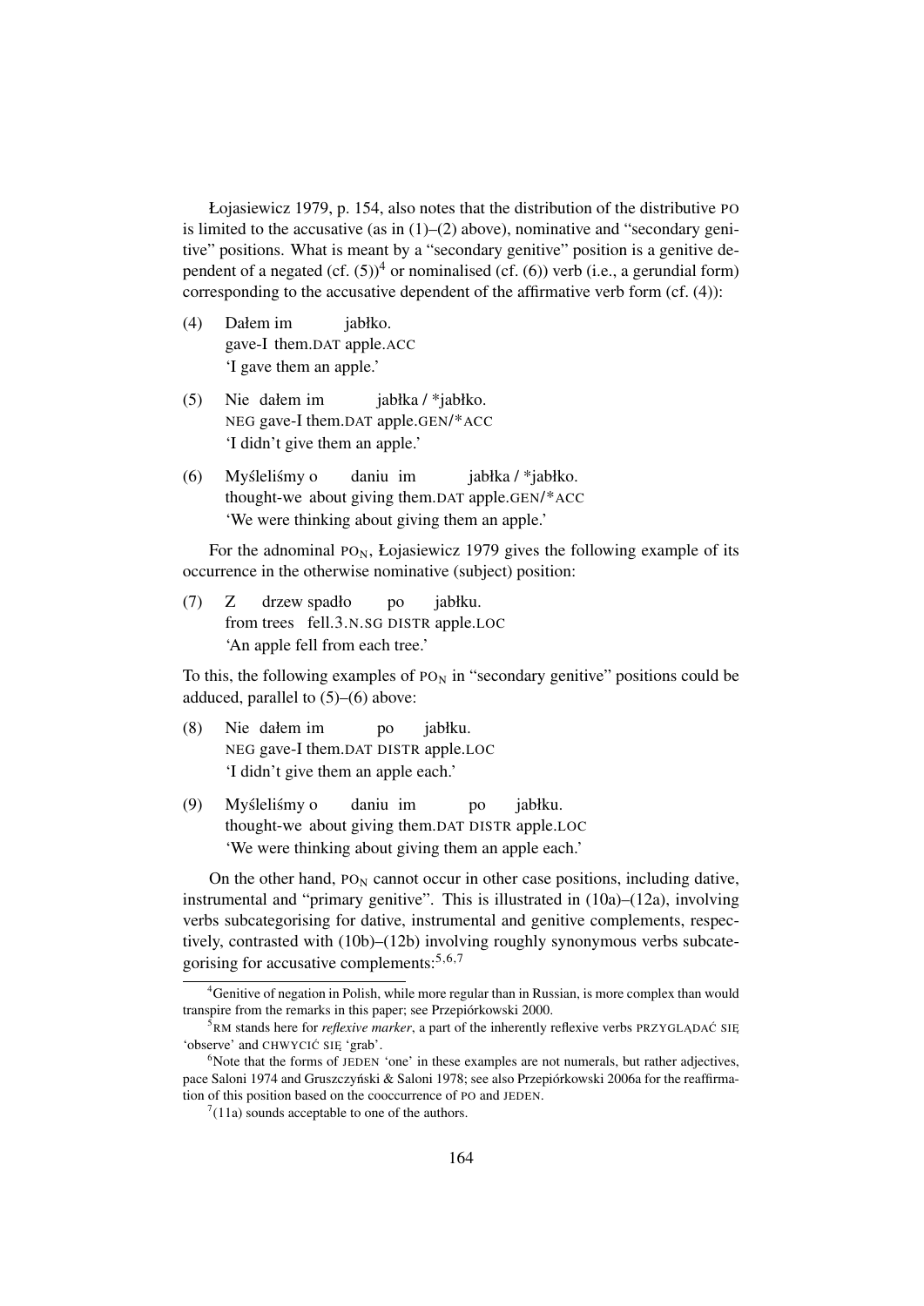Łojasiewicz 1979, p. 154, also notes that the distribution of the distributive PO is limited to the accusative (as in (1)–(2) above), nominative and "secondary genitive" positions. What is meant by a "secondary genitive" position is a genitive dependent of a negated (cf. (5))[4] or nominalised (cf. (6)) verb (i.e., a gerundial form) corresponding to the accusative dependent of the affirmative verb form (cf. (4)):

(4) Dałem im jabłko.
gave-I them.DAT apple.ACC
'I gave them an apple.'

(5) Nie dałem im jabłka / *jabłko.
NEG gave-I them.DAT apple.GEN/*ACC
'I didn't give them an apple.'

(6) Myśleliśmy o daniu im jabłka / *jabłko.
thought-we about giving them.DAT apple.GEN/*ACC
'We were thinking about giving them an apple.'

For the adnominal $\text{PO}_\text{N}$, Łojasiewicz 1979 gives the following example of its occurrence in the otherwise nominative (subject) position:

(7) Z drzew spadło po jabłku.
from trees fell.3.N.SG DISTR apple.LOC
'An apple fell from each tree.'

To this, the following examples of $\text{PO}_\text{N}$ in "secondary genitive" positions could be adduced, parallel to (5)–(6) above:

(8) Nie dałem im po jabłku.
NEG gave-I them.DAT DISTR apple.LOC
'I didn't give them an apple each.'

(9) Myśleliśmy o daniu im po jabłku.
thought-we about giving them.DAT DISTR apple.LOC
'We were thinking about giving them an apple each.'

On the other hand, $\text{PO}_\text{N}$ cannot occur in other case positions, including dative, instrumental and "primary genitive". This is illustrated in (10a)–(12a), involving verbs subcategorising for dative, instrumental and genitive complements, respectively, contrasted with (10b)–(12b) involving roughly synonymous verbs subcategorising for accusative complements:[5,6,7]

---

[4] Genitive of negation in Polish, while more regular than in Russian, is more complex than would transpire from the remarks in this paper; see Przepiórkowski 2000.

[5] RM stands here for *reflexive marker*, a part of the inherently reflexive verbs PRZYGLĄDAĆ SIĘ 'observe' and CHWYCIĆ SIĘ 'grab'.

[6] Note that the forms of JEDEN 'one' in these examples are not numerals, but rather adjectives, pace Saloni 1974 and Gruszczyński & Saloni 1978; see also Przepiórkowski 2006a for the reaffirmation of this position based on the cooccurrence of PO and JEDEN.

[7] (11a) sounds acceptable to one of the authors.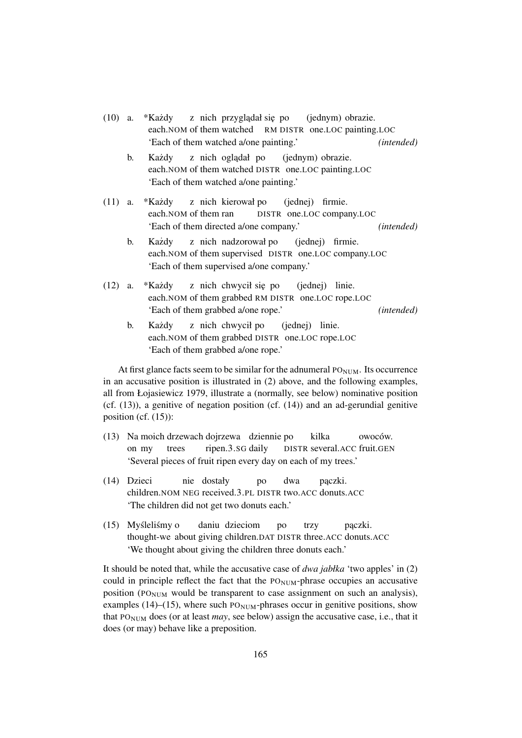(10) a. *Każdy z nich przyglądał się po (jednym) obrazie.
each.NOM of them watched RM DISTR one.LOC painting.LOC
'Each of them watched a/one painting.' *(intended)*

b. Każdy z nich oglądał po (jednym) obrazie.
each.NOM of them watched DISTR one.LOC painting.LOC
'Each of them watched a/one painting.'

(11) a. *Każdy z nich kierował po (jednej) firmie.
each.NOM of them ran DISTR one.LOC company.LOC
'Each of them directed a/one company.' *(intended)*

b. Każdy z nich nadzorował po (jednej) firmie.
each.NOM of them supervised DISTR one.LOC company.LOC
'Each of them supervised a/one company.'

(12) a. *Każdy z nich chwycił się po (jednej) linie.
each.NOM of them grabbed RM DISTR one.LOC rope.LOC
'Each of them grabbed a/one rope.' *(intended)*

b. Każdy z nich chwycił po (jednej) linie.
each.NOM of them grabbed DISTR one.LOC rope.LOC
'Each of them grabbed a/one rope.'

At first glance facts seem to be similar for the adnumeral $\text{PO}_{\text{NUM}}$. Its occurrence in an accusative position is illustrated in (2) above, and the following examples, all from Łojasiewicz 1979, illustrate a (normally, see below) nominative position (cf. (13)), a genitive of negation position (cf. (14)) and an ad-gerundial genitive position (cf. (15)):

(13) Na moich drzewach dojrzewa dziennie po kilka owoców.
on my trees ripen.3.SG daily DISTR several.ACC fruit.GEN
'Several pieces of fruit ripen every day on each of my trees.'

(14) Dzieci nie dostały po dwa pączki.
children.NOM NEG received.3.PL DISTR two.ACC donuts.ACC
'The children did not get two donuts each.'

(15) Myśleliśmy o daniu dzieciom po trzy pączki.
thought-we about giving children.DAT DISTR three.ACC donuts.ACC
'We thought about giving the children three donuts each.'

It should be noted that, while the accusative case of *dwa jabłka* 'two apples' in (2) could in principle reflect the fact that the $\text{PO}_{\text{NUM}}$-phrase occupies an accusative position ($\text{PO}_{\text{NUM}}$ would be transparent to case assignment on such an analysis), examples (14)–(15), where such $\text{PO}_{\text{NUM}}$-phrases occur in genitive positions, show that $\text{PO}_{\text{NUM}}$ does (or at least *may*, see below) assign the accusative case, i.e., that it does (or may) behave like a preposition.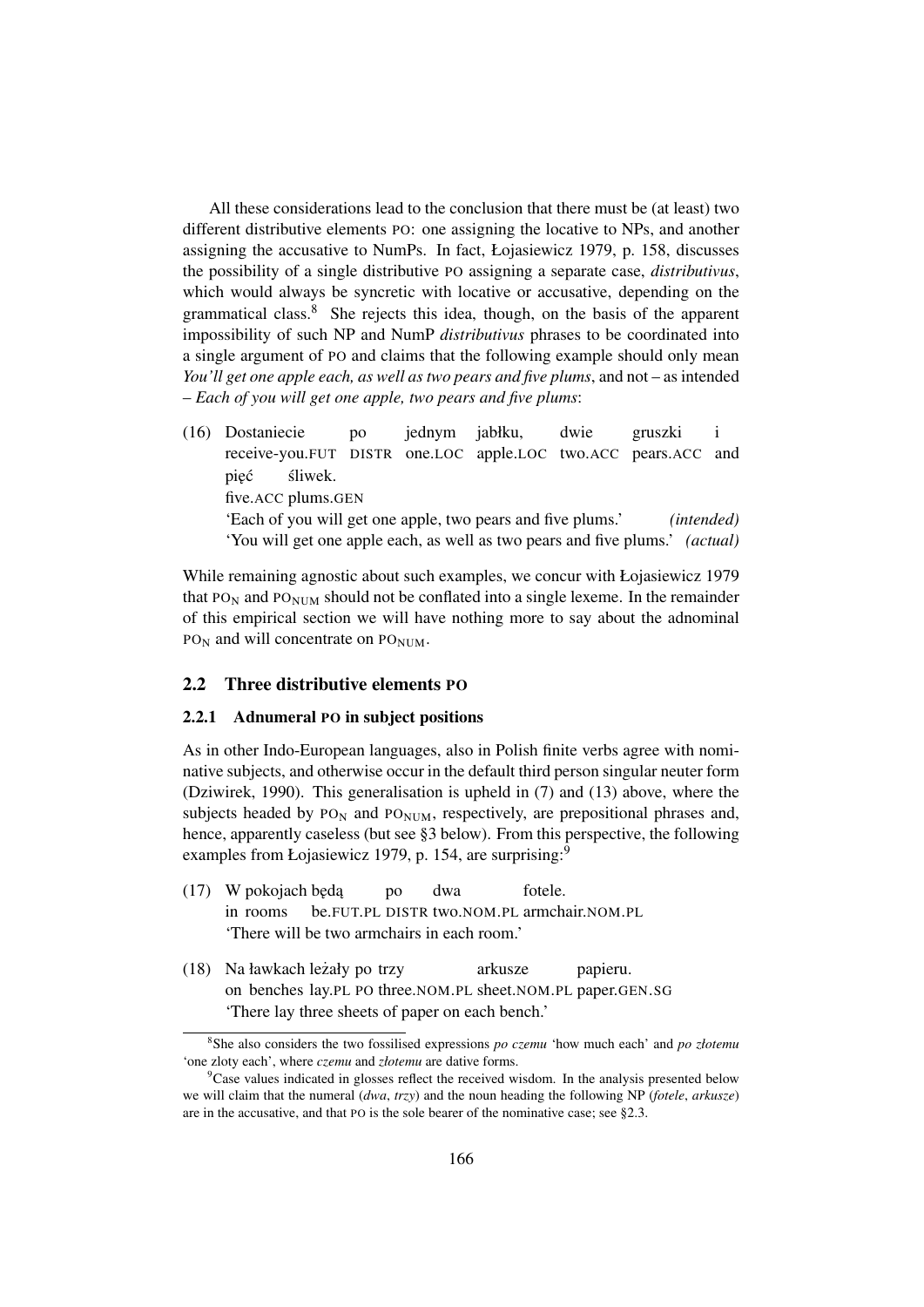All these considerations lead to the conclusion that there must be (at least) two different distributive elements PO: one assigning the locative to NPs, and another assigning the accusative to NumPs. In fact, Łojasiewicz 1979, p. 158, discusses the possibility of a single distributive PO assigning a separate case, *distributivus*, which would always be syncretic with locative or accusative, depending on the grammatical class.[8] She rejects this idea, though, on the basis of the apparent impossibility of such NP and NumP *distributivus* phrases to be coordinated into a single argument of PO and claims that the following example should only mean *You'll get one apple each, as well as two pears and five plums*, and not – as intended – *Each of you will get one apple, two pears and five plums*:

(16) Dostaniecie po jednym jabłku, dwie gruszki i pięć śliwek.
receive-you.FUT DISTR one.LOC apple.LOC two.ACC pears.ACC and five.ACC plums.GEN
'Each of you will get one apple, two pears and five plums.' *(intended)*
'You will get one apple each, as well as two pears and five plums.' *(actual)*

While remaining agnostic about such examples, we concur with Łojasiewicz 1979 that $\text{PO}_{\text{N}}$ and $\text{PO}_{\text{NUM}}$ should not be conflated into a single lexeme. In the remainder of this empirical section we will have nothing more to say about the adnominal $\text{PO}_{\text{N}}$ and will concentrate on $\text{PO}_{\text{NUM}}$.

## 2.2 Three distributive elements PO

### 2.2.1 Adnumeral PO in subject positions

As in other Indo-European languages, also in Polish finite verbs agree with nominative subjects, and otherwise occur in the default third person singular neuter form (Dziwirek, 1990). This generalisation is upheld in (7) and (13) above, where the subjects headed by $\text{PO}_{\text{N}}$ and $\text{PO}_{\text{NUM}}$, respectively, are prepositional phrases and, hence, apparently caseless (but see §3 below). From this perspective, the following examples from Łojasiewicz 1979, p. 154, are surprising:[9]

(17) W pokojach będą po dwa fotele.
in rooms be.FUT.PL DISTR two.NOM.PL armchair.NOM.PL
'There will be two armchairs in each room.'

(18) Na ławkach leżały po trzy arkusze papieru.
on benches lay.PL PO three.NOM.PL sheet.NOM.PL paper.GEN.SG
'There lay three sheets of paper on each bench.'

[8] She also considers the two fossilised expressions *po czemu* 'how much each' and *po złotemu* 'one zloty each', where *czemu* and *złotemu* are dative forms.

[9] Case values indicated in glosses reflect the received wisdom. In the analysis presented below we will claim that the numeral (*dwa*, *trzy*) and the noun heading the following NP (*fotele*, *arkusze*) are in the accusative, and that PO is the sole bearer of the nominative case; see §2.3.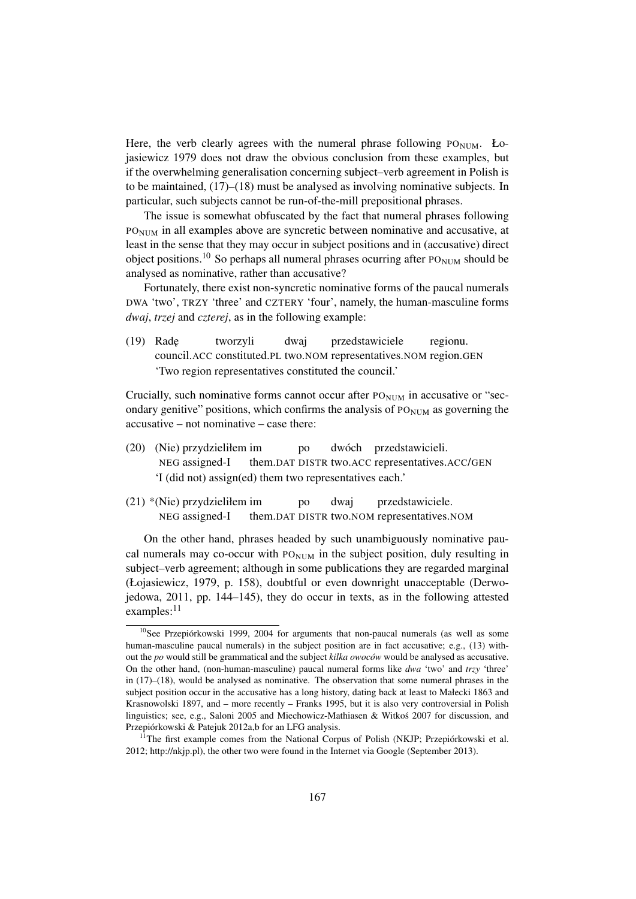Here, the verb clearly agrees with the numeral phrase following $\text{PO}_{\text{NUM}}$. Łojasiewicz 1979 does not draw the obvious conclusion from these examples, but if the overwhelming generalisation concerning subject–verb agreement in Polish is to be maintained, (17)–(18) must be analysed as involving nominative subjects. In particular, such subjects cannot be run-of-the-mill prepositional phrases.

The issue is somewhat obfuscated by the fact that numeral phrases following $\text{PO}_{\text{NUM}}$ in all examples above are syncretic between nominative and accusative, at least in the sense that they may occur in subject positions and in (accusative) direct object positions.[10] So perhaps all numeral phrases ocurring after $\text{PO}_{\text{NUM}}$ should be analysed as nominative, rather than accusative?

Fortunately, there exist non-syncretic nominative forms of the paucal numerals DWA 'two', TRZY 'three' and CZTERY 'four', namely, the human-masculine forms *dwaj*, *trzej* and *czterej*, as in the following example:

(19) Radę tworzyli dwaj przedstawiciele regionu.
council.ACC constituted.PL two.NOM representatives.NOM region.GEN
'Two region representatives constituted the council.'

Crucially, such nominative forms cannot occur after $\text{PO}_{\text{NUM}}$ in accusative or "secondary genitive" positions, which confirms the analysis of $\text{PO}_{\text{NUM}}$ as governing the accusative – not nominative – case there:

(20) (Nie) przydzieliłem im po dwóch przedstawicieli.
NEG assigned-I them.DAT DISTR two.ACC representatives.ACC/GEN
'I (did not) assign(ed) them two representatives each.'

(21) \*(Nie) przydzieliłem im po dwaj przedstawiciele.
NEG assigned-I them.DAT DISTR two.NOM representatives.NOM

On the other hand, phrases headed by such unambiguously nominative paucal numerals may co-occur with $\text{PO}_{\text{NUM}}$ in the subject position, duly resulting in subject–verb agreement; although in some publications they are regarded marginal (Łojasiewicz, 1979, p. 158), doubtful or even downright unacceptable (Derwojedowa, 2011, pp. 144–145), they do occur in texts, as in the following attested examples:[11]

---

[10] See Przepiórkowski 1999, 2004 for arguments that non-paucal numerals (as well as some human-masculine paucal numerals) in the subject position are in fact accusative; e.g., (13) without the *po* would still be grammatical and the subject *kilka owoców* would be analysed as accusative. On the other hand, (non-human-masculine) paucal numeral forms like *dwa* 'two' and *trzy* 'three' in (17)–(18), would be analysed as nominative. The observation that some numeral phrases in the subject position occur in the accusative has a long history, dating back at least to Małecki 1863 and Krasnowolski 1897, and – more recently – Franks 1995, but it is also very controversial in Polish linguistics; see, e.g., Saloni 2005 and Miechowicz-Mathiasen & Witkoś 2007 for discussion, and Przepiórkowski & Patejuk 2012a,b for an LFG analysis.

[11] The first example comes from the National Corpus of Polish (NKJP; Przepiórkowski et al. 2012; http://nkjp.pl), the other two were found in the Internet via Google (September 2013).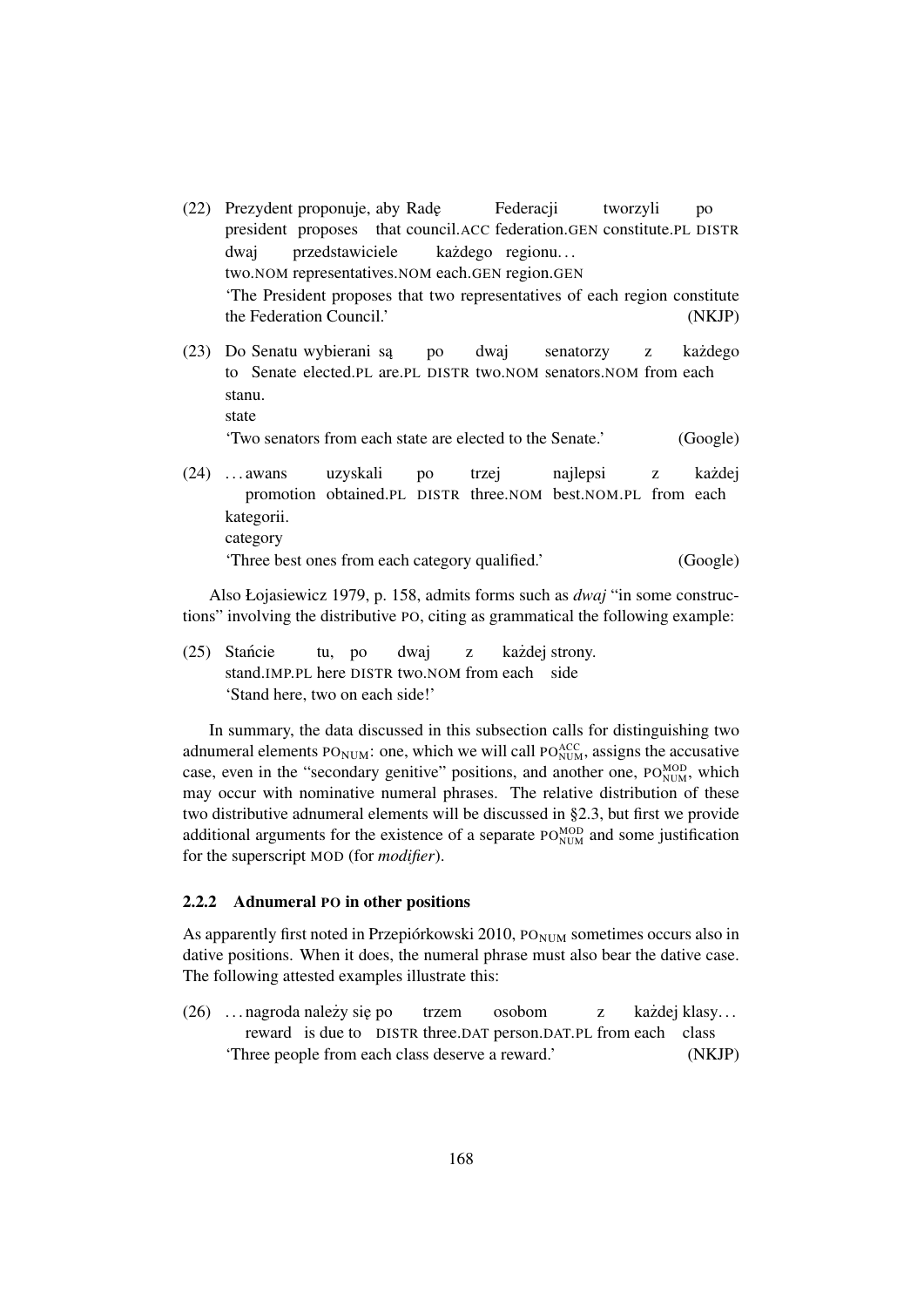(22) Prezydent proponuje, aby Radę Federacji tworzyli po dwaj przedstawiciele każdego regionu…
president proposes that council.ACC federation.GEN constitute.PL DISTR two.NOM representatives.NOM each.GEN region.GEN
'The President proposes that two representatives of each region constitute the Federation Council.' (NKJP)

(23) Do Senatu wybierani są po dwaj senatorzy z każdego stanu.
to Senate elected.PL are.PL DISTR two.NOM senators.NOM from each state
'Two senators from each state are elected to the Senate.' (Google)

(24) …awans uzyskali po trzej najlepsi z każdej kategorii.
promotion obtained.PL DISTR three.NOM best.NOM.PL from each category
'Three best ones from each category qualified.' (Google)

Also Łojasiewicz 1979, p. 158, admits forms such as *dwaj* "in some constructions" involving the distributive PO, citing as grammatical the following example:

(25) Stańcie tu, po dwaj z każdej strony.
stand.IMP.PL here DISTR two.NOM from each side
'Stand here, two on each side!'

In summary, the data discussed in this subsection calls for distinguishing two adnumeral elements $\text{PO}_{\text{NUM}}$: one, which we will call $\text{PO}_{\text{NUM}}^{\text{ACC}}$, assigns the accusative case, even in the "secondary genitive" positions, and another one, $\text{PO}_{\text{NUM}}^{\text{MOD}}$, which may occur with nominative numeral phrases. The relative distribution of these two distributive adnumeral elements will be discussed in §2.3, but first we provide additional arguments for the existence of a separate $\text{PO}_{\text{NUM}}^{\text{MOD}}$ and some justification for the superscript MOD (for *modifier*).

### 2.2.2 Adnumeral PO in other positions

As apparently first noted in Przepiórkowski 2010, $\text{PO}_{\text{NUM}}$ sometimes occurs also in dative positions. When it does, the numeral phrase must also bear the dative case. The following attested examples illustrate this:

(26) …nagroda należy się po trzem osobom z każdej klasy…
reward is due to DISTR three.DAT person.DAT.PL from each class
'Three people from each class deserve a reward.' (NKJP)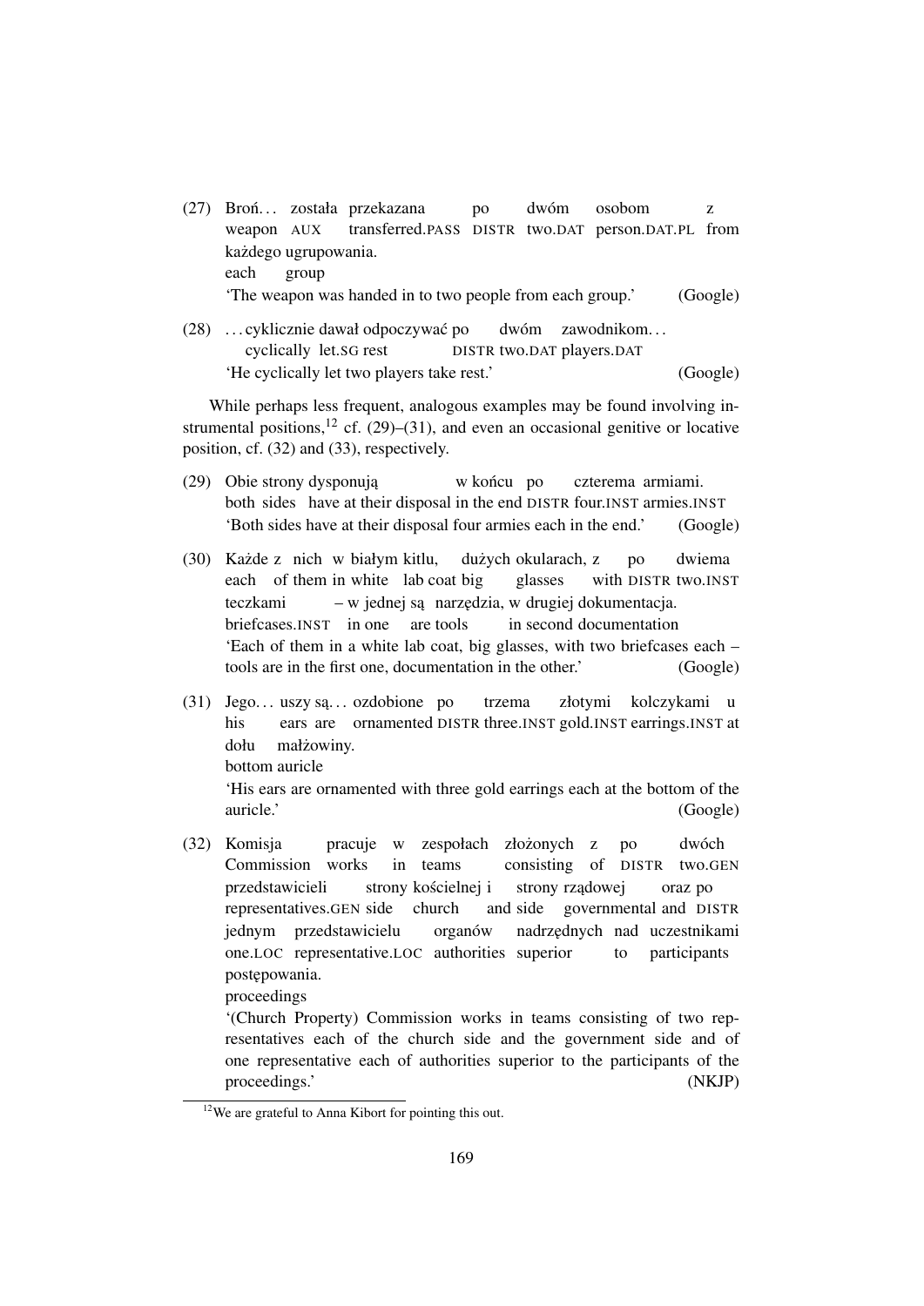(27) Broń… została przekazana po dwóm osobom z każdego ugrupowania.
weapon AUX transferred.PASS DISTR two.DAT person.DAT.PL from each group
'The weapon was handed in to two people from each group.' (Google)

(28) …cyklicznie dawał odpoczywać po dwóm zawodnikom…
cyclically let.SG rest DISTR two.DAT players.DAT
'He cyclically let two players take rest.' (Google)

While perhaps less frequent, analogous examples may be found involving instrumental positions,[12] cf. (29)–(31), and even an occasional genitive or locative position, cf. (32) and (33), respectively.

(29) Obie strony dysponują w końcu po czterema armiami.
both sides have at their disposal in the end DISTR four.INST armies.INST
'Both sides have at their disposal four armies each in the end.' (Google)

(30) Każde z nich w białym kitlu, dużych okularach, z po dwiema teczkami – w jednej są narzędzia, w drugiej dokumentacja.
each of them in white lab coat big glasses with DISTR two.INST briefcases.INST in one are tools in second documentation
'Each of them in a white lab coat, big glasses, with two briefcases each – tools are in the first one, documentation in the other.' (Google)

(31) Jego… uszy są… ozdobione po trzema złotymi kolczykami u dołu małżowiny.
his ears are ornamented DISTR three.INST gold.INST earrings.INST at bottom auricle
'His ears are ornamented with three gold earrings each at the bottom of the auricle.' (Google)

(32) Komisja pracuje w zespołach złożonych z po dwóch przedstawicieli strony kościelnej i strony rządowej oraz po jednym przedstawicielu organów nadrzędnych nad uczestnikami postępowania.
Commission works in teams consisting of DISTR two.GEN representatives.GEN side church and side governmental and DISTR one.LOC representative.LOC authorities superior to participants proceedings
'(Church Property) Commission works in teams consisting of two representatives each of the church side and the government side and of one representative each of authorities superior to the participants of the proceedings.' (NKJP)

[12] We are grateful to Anna Kibort for pointing this out.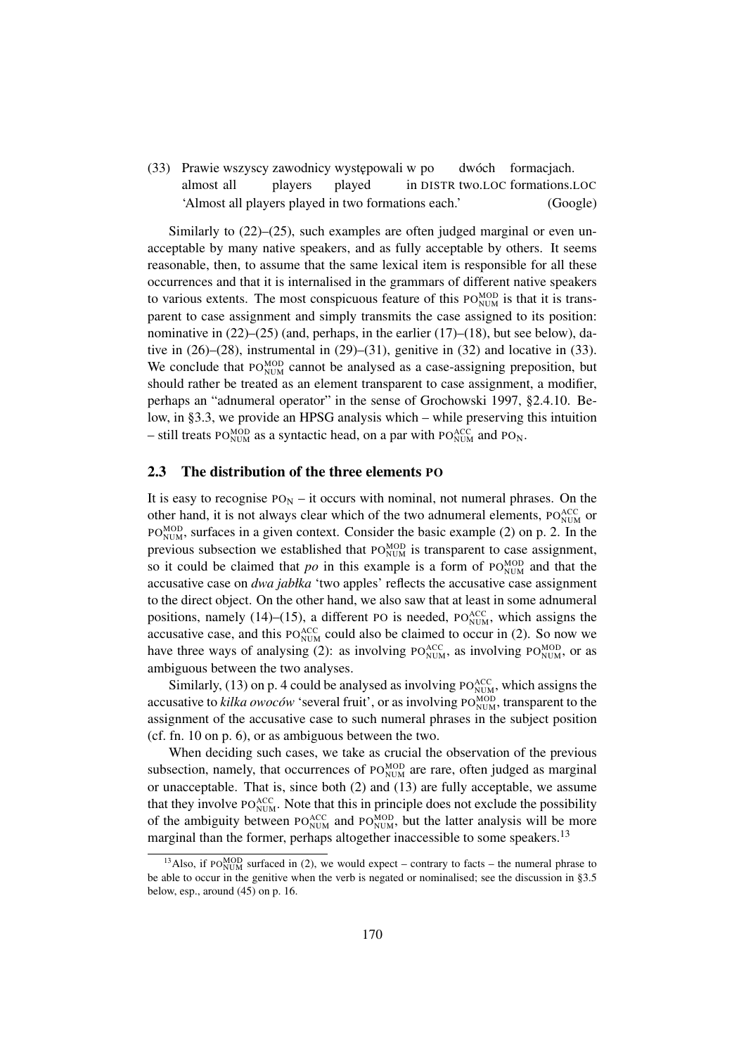(33) Prawie wszyscy zawodnicy występowali w po dwóch formacjach.
almost all players played in DISTR two.LOC formations.LOC
'Almost all players played in two formations each.' (Google)

Similarly to (22)–(25), such examples are often judged marginal or even unacceptable by many native speakers, and as fully acceptable by others. It seems reasonable, then, to assume that the same lexical item is responsible for all these occurrences and that it is internalised in the grammars of different native speakers to various extents. The most conspicuous feature of this $\text{PO}^{\text{MOD}}_{\text{NUM}}$ is that it is transparent to case assignment and simply transmits the case assigned to its position: nominative in (22)–(25) (and, perhaps, in the earlier (17)–(18), but see below), dative in (26)–(28), instrumental in (29)–(31), genitive in (32) and locative in (33). We conclude that $\text{PO}^{\text{MOD}}_{\text{NUM}}$ cannot be analysed as a case-assigning preposition, but should rather be treated as an element transparent to case assignment, a modifier, perhaps an "adnumeral operator" in the sense of Grochowski 1997, §2.4.10. Below, in §3.3, we provide an HPSG analysis which – while preserving this intuition – still treats $\text{PO}^{\text{MOD}}_{\text{NUM}}$ as a syntactic head, on a par with $\text{PO}^{\text{ACC}}_{\text{NUM}}$ and $\text{PO}_{\text{N}}$.

## 2.3 The distribution of the three elements PO

It is easy to recognise $\text{PO}_{\text{N}}$ – it occurs with nominal, not numeral phrases. On the other hand, it is not always clear which of the two adnumeral elements, $\text{PO}^{\text{ACC}}_{\text{NUM}}$ or $\text{PO}^{\text{MOD}}_{\text{NUM}}$, surfaces in a given context. Consider the basic example (2) on p. 2. In the previous subsection we established that $\text{PO}^{\text{MOD}}_{\text{NUM}}$ is transparent to case assignment, so it could be claimed that *po* in this example is a form of $\text{PO}^{\text{MOD}}_{\text{NUM}}$ and that the accusative case on *dwa jabłka* 'two apples' reflects the accusative case assignment to the direct object. On the other hand, we also saw that at least in some adnumeral positions, namely (14)–(15), a different PO is needed, $\text{PO}^{\text{ACC}}_{\text{NUM}}$, which assigns the accusative case, and this $\text{PO}^{\text{ACC}}_{\text{NUM}}$ could also be claimed to occur in (2). So now we have three ways of analysing (2): as involving $\text{PO}^{\text{ACC}}_{\text{NUM}}$, as involving $\text{PO}^{\text{MOD}}_{\text{NUM}}$, or as ambiguous between the two analyses.

Similarly, (13) on p. 4 could be analysed as involving $\text{PO}^{\text{ACC}}_{\text{NUM}}$, which assigns the accusative to *kilka owoców* 'several fruit', or as involving $\text{PO}^{\text{MOD}}_{\text{NUM}}$, transparent to the assignment of the accusative case to such numeral phrases in the subject position (cf. fn. 10 on p. 6), or as ambiguous between the two.

When deciding such cases, we take as crucial the observation of the previous subsection, namely, that occurrences of $\text{PO}^{\text{MOD}}_{\text{NUM}}$ are rare, often judged as marginal or unacceptable. That is, since both (2) and (13) are fully acceptable, we assume that they involve $\text{PO}^{\text{ACC}}_{\text{NUM}}$. Note that this in principle does not exclude the possibility of the ambiguity between $\text{PO}^{\text{ACC}}_{\text{NUM}}$ and $\text{PO}^{\text{MOD}}_{\text{NUM}}$, but the latter analysis will be more marginal than the former, perhaps altogether inaccessible to some speakers.[13]

[13]Also, if $\text{PO}^{\text{MOD}}_{\text{NUM}}$ surfaced in (2), we would expect – contrary to facts – the numeral phrase to be able to occur in the genitive when the verb is negated or nominalised; see the discussion in §3.5 below, esp., around (45) on p. 16.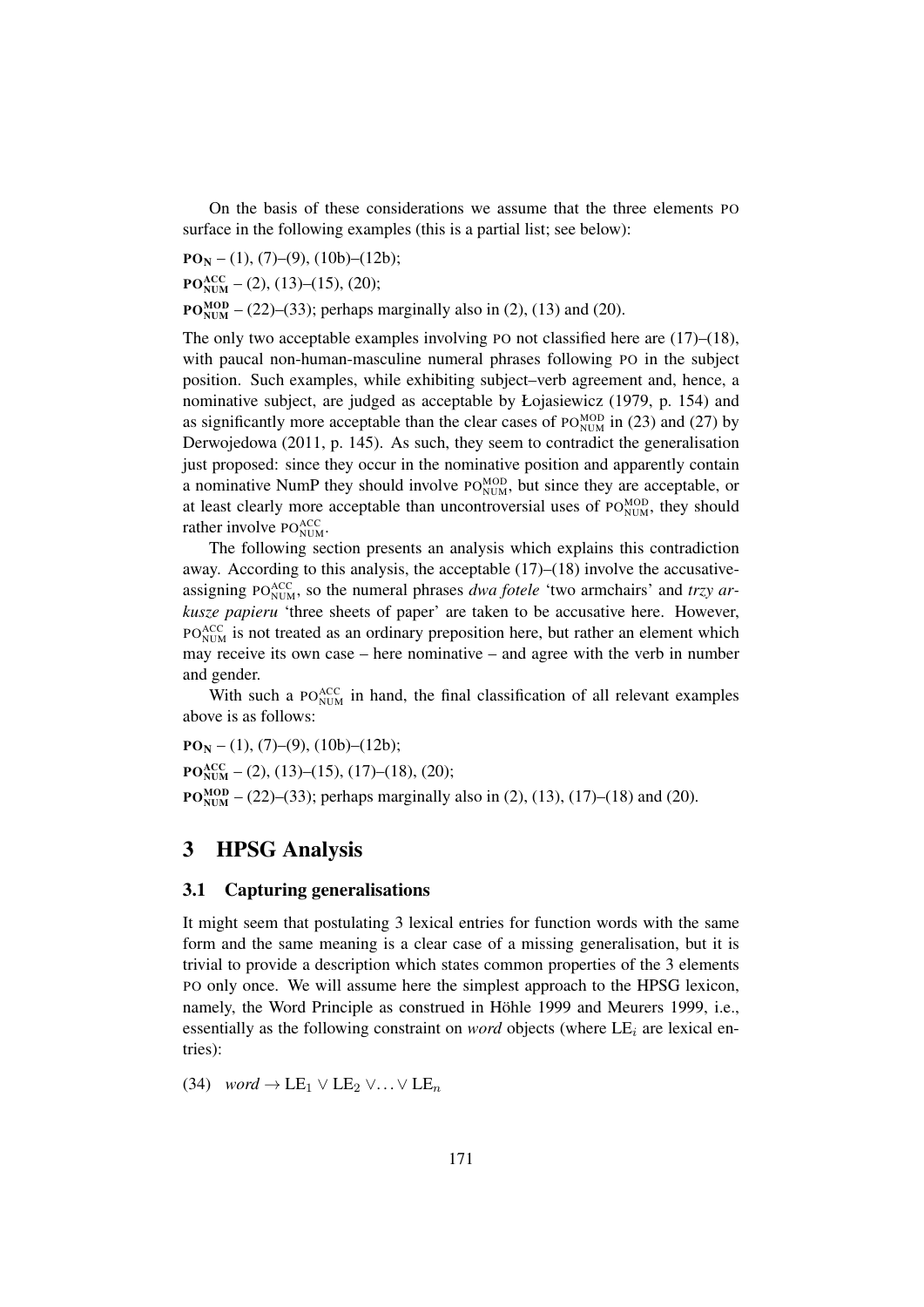On the basis of these considerations we assume that the three elements PO surface in the following examples (this is a partial list; see below):

$\mathbf{PO_N}$ – (1), (7)–(9), (10b)–(12b);

$\mathbf{PO^{ACC}_{NUM}}$ – (2), (13)–(15), (20);

$\mathbf{PO^{MOD}_{NUM}}$ – (22)–(33); perhaps marginally also in (2), (13) and (20).

The only two acceptable examples involving PO not classified here are (17)–(18), with paucal non-human-masculine numeral phrases following PO in the subject position. Such examples, while exhibiting subject–verb agreement and, hence, a nominative subject, are judged as acceptable by Łojasiewicz (1979, p. 154) and as significantly more acceptable than the clear cases of $\text{PO}^{\text{MOD}}_{\text{NUM}}$ in (23) and (27) by Derwojedowa (2011, p. 145). As such, they seem to contradict the generalisation just proposed: since they occur in the nominative position and apparently contain a nominative NumP they should involve $\text{PO}^{\text{MOD}}_{\text{NUM}}$, but since they are acceptable, or at least clearly more acceptable than uncontroversial uses of $\text{PO}^{\text{MOD}}_{\text{NUM}}$, they should rather involve $\text{PO}^{\text{ACC}}_{\text{NUM}}$.

The following section presents an analysis which explains this contradiction away. According to this analysis, the acceptable (17)–(18) involve the accusative-assigning $\text{PO}^{\text{ACC}}_{\text{NUM}}$, so the numeral phrases *dwa fotele* 'two armchairs' and *trzy arkusze papieru* 'three sheets of paper' are taken to be accusative here. However, $\text{PO}^{\text{ACC}}_{\text{NUM}}$ is not treated as an ordinary preposition here, but rather an element which may receive its own case – here nominative – and agree with the verb in number and gender.

With such a $\text{PO}^{\text{ACC}}_{\text{NUM}}$ in hand, the final classification of all relevant examples above is as follows:

$\mathbf{PO_N}$ – (1), (7)–(9), (10b)–(12b);

$\mathbf{PO^{ACC}_{NUM}}$ – (2), (13)–(15), (17)–(18), (20);

$\mathbf{PO^{MOD}_{NUM}}$ – (22)–(33); perhaps marginally also in (2), (13), (17)–(18) and (20).

## 3 HPSG Analysis

### 3.1 Capturing generalisations

It might seem that postulating 3 lexical entries for function words with the same form and the same meaning is a clear case of a missing generalisation, but it is trivial to provide a description which states common properties of the 3 elements PO only once. We will assume here the simplest approach to the HPSG lexicon, namely, the Word Principle as construed in Höhle 1999 and Meurers 1999, i.e., essentially as the following constraint on *word* objects (where $\text{LE}_i$ are lexical entries):

(34) *word* $\rightarrow \text{LE}_1 \vee \text{LE}_2 \vee \ldots \vee \text{LE}_n$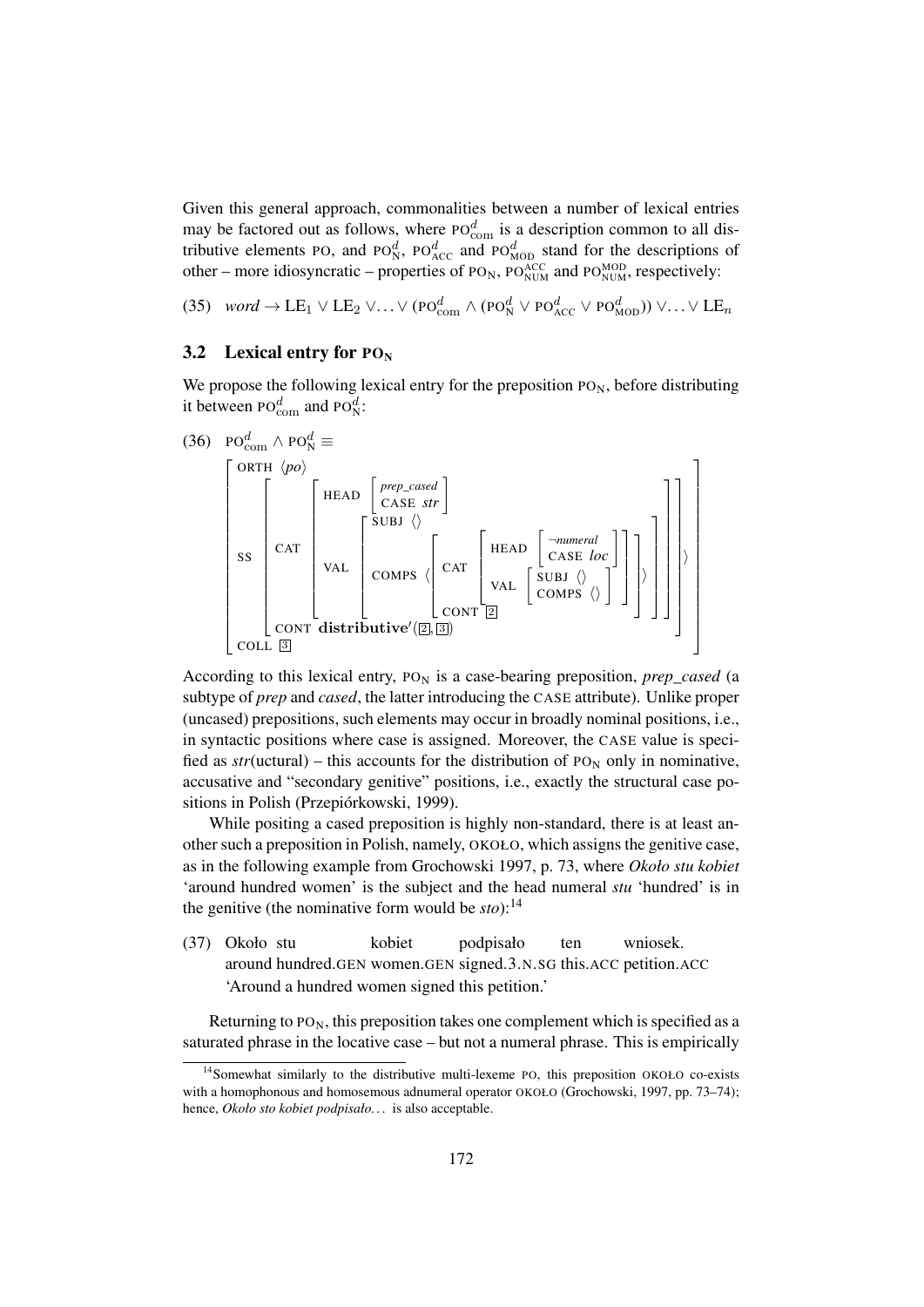Given this general approach, commonalities between a number of lexical entries may be factored out as follows, where $\text{PO}^d_{\text{com}}$ is a description common to all distributive elements PO, and $\text{PO}^d_{\text{N}}$, $\text{PO}^d_{\text{ACC}}$ and $\text{PO}^d_{\text{MOD}}$ stand for the descriptions of other – more idiosyncratic – properties of $\text{PO}_{\text{N}}$, $\text{PO}^{\text{ACC}}_{\text{NUM}}$ and $\text{PO}^{\text{MOD}}_{\text{NUM}}$, respectively:

(35) $\textit{word} \rightarrow \text{LE}_1 \vee \text{LE}_2 \vee \ldots \vee (\text{PO}^d_{\text{com}} \wedge (\text{PO}^d_{\text{N}} \vee \text{PO}^d_{\text{ACC}} \vee \text{PO}^d_{\text{MOD}})) \vee \ldots \vee \text{LE}_n$

## 3.2 Lexical entry for $\text{PO}_{\text{N}}$

We propose the following lexical entry for the preposition $\text{PO}_{\text{N}}$, before distributing it between $\text{PO}^d_{\text{com}}$ and $\text{PO}^d_{\text{N}}$:

(36) $\text{PO}^d_{\text{com}} \wedge \text{PO}^d_{\text{N}} \equiv$

$$\left[\begin{array}{l} \text{ORTH } \langle \textit{po} \rangle \\ \text{SS} \left[\begin{array}{l} \text{CAT} \left[\begin{array}{l} \text{HEAD} \left[\begin{array}{l} \textit{prep\_cased} \\ \text{CASE } \textit{str} \end{array}\right] \\ \text{VAL} \left[\begin{array}{l} \text{SUBJ } \langle\rangle \\ \text{COMPS } \left\langle \left[\begin{array}{l} \text{CAT} \left[\begin{array}{l} \text{HEAD} \left[\begin{array}{l} \neg\textit{numeral} \\ \text{CASE } \textit{loc} \end{array}\right] \\ \text{VAL} \left[\begin{array}{l} \text{SUBJ } \langle\rangle \\ \text{COMPS } \langle\rangle \end{array}\right] \end{array}\right] \\ \text{CONT } \boxed{2} \end{array}\right] \right\rangle \end{array}\right] \end{array}\right] \\ \text{CONT } \mathbf{distributive}'(\boxed{2}, \boxed{3}) \end{array}\right] \\ \text{COLL } \boxed{3} \end{array}\right]$$

According to this lexical entry, $\text{PO}_{\text{N}}$ is a case-bearing preposition, *prep_cased* (a subtype of *prep* and *cased*, the latter introducing the CASE attribute). Unlike proper (uncased) prepositions, such elements may occur in broadly nominal positions, i.e., in syntactic positions where case is assigned. Moreover, the CASE value is specified as *str*(uctural) – this accounts for the distribution of $\text{PO}_{\text{N}}$ only in nominative, accusative and "secondary genitive" positions, i.e., exactly the structural case positions in Polish (Przepiórkowski, 1999).

While positing a cased preposition is highly non-standard, there is at least another such a preposition in Polish, namely, OKOŁO, which assigns the genitive case, as in the following example from Grochowski 1997, p. 73, where *Około stu kobiet* 'around hundred women' is the subject and the head numeral *stu* 'hundred' is in the genitive (the nominative form would be *sto*):[14]

(37) Około stu kobiet podpisało ten wniosek.
around hundred.GEN women.GEN signed.3.N.SG this.ACC petition.ACC
'Around a hundred women signed this petition.'

Returning to $\text{PO}_{\text{N}}$, this preposition takes one complement which is specified as a saturated phrase in the locative case – but not a numeral phrase. This is empirically

[14] Somewhat similarly to the distributive multi-lexeme PO, this preposition OKOŁO co-exists with a homophonous and homosemous adnumeral operator OKOŁO (Grochowski, 1997, pp. 73–74); hence, *Około sto kobiet podpisało…* is also acceptable.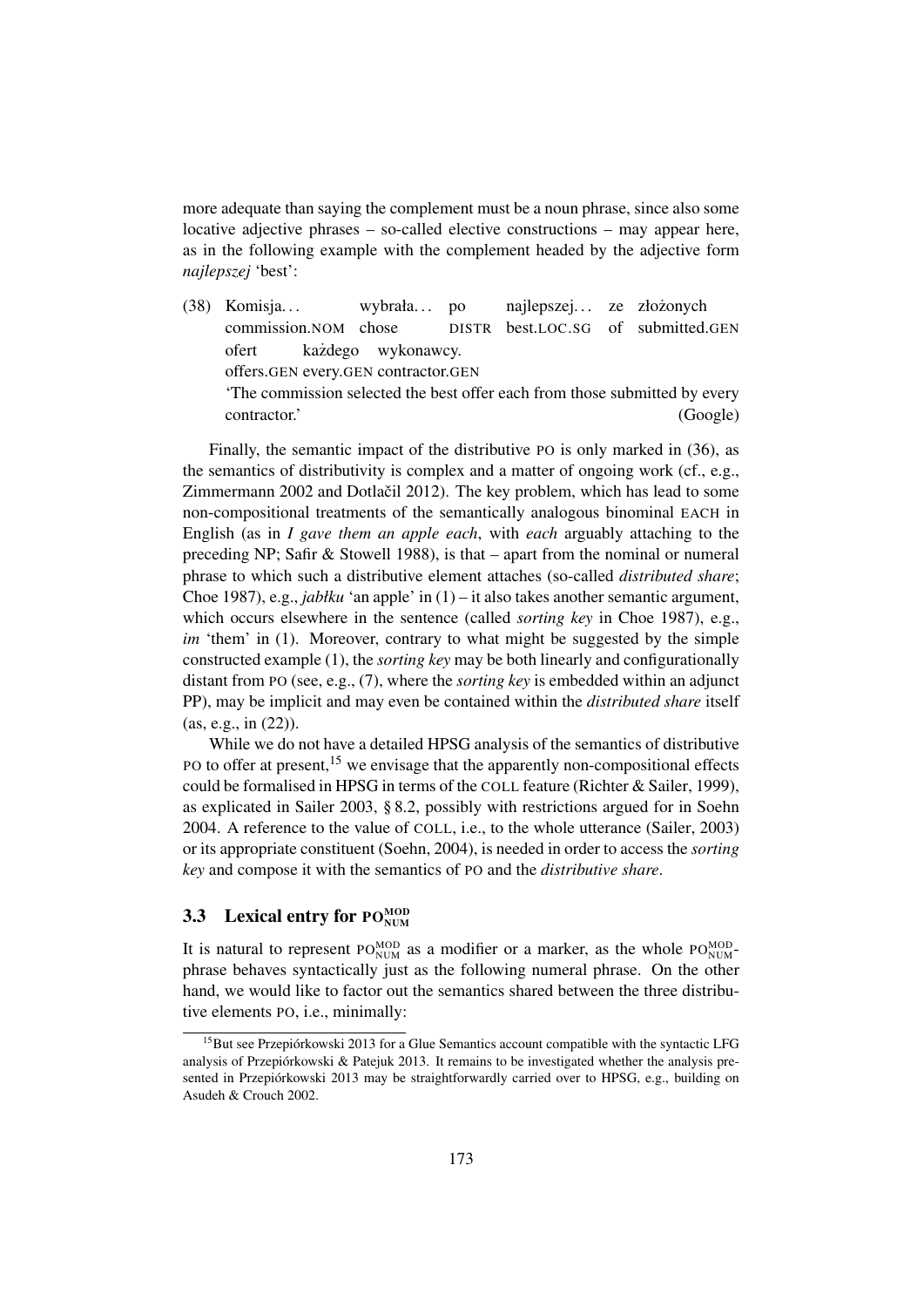more adequate than saying the complement must be a noun phrase, since also some locative adjective phrases – so-called elective constructions – may appear here, as in the following example with the complement headed by the adjective form *najlepszej* 'best':

(38) Komisja... wybrała... po najlepszej... ze złożonych
commission.NOM chose DISTR best.LOC.SG of submitted.GEN
ofert każdego wykonawcy.
offers.GEN every.GEN contractor.GEN
'The commission selected the best offer each from those submitted by every contractor.' (Google)

Finally, the semantic impact of the distributive PO is only marked in (36), as the semantics of distributivity is complex and a matter of ongoing work (cf., e.g., Zimmermann 2002 and Dotlačil 2012). The key problem, which has lead to some non-compositional treatments of the semantically analogous binominal EACH in English (as in *I gave them an apple each*, with *each* arguably attaching to the preceding NP; Safir & Stowell 1988), is that – apart from the nominal or numeral phrase to which such a distributive element attaches (so-called *distributed share*; Choe 1987), e.g., *jabłku* 'an apple' in (1) – it also takes another semantic argument, which occurs elsewhere in the sentence (called *sorting key* in Choe 1987), e.g., *im* 'them' in (1). Moreover, contrary to what might be suggested by the simple constructed example (1), the *sorting key* may be both linearly and configurationally distant from PO (see, e.g., (7), where the *sorting key* is embedded within an adjunct PP), may be implicit and may even be contained within the *distributed share* itself (as, e.g., in (22)).

While we do not have a detailed HPSG analysis of the semantics of distributive PO to offer at present,[15] we envisage that the apparently non-compositional effects could be formalised in HPSG in terms of the COLL feature (Richter & Sailer, 1999), as explicated in Sailer 2003, § 8.2, possibly with restrictions argued for in Soehn 2004. A reference to the value of COLL, i.e., to the whole utterance (Sailer, 2003) or its appropriate constituent (Soehn, 2004), is needed in order to access the *sorting key* and compose it with the semantics of PO and the *distributive share*.

## 3.3 Lexical entry for $\text{PO}^{\text{MOD}}_{\text{NUM}}$

It is natural to represent $\text{PO}^{\text{MOD}}_{\text{NUM}}$ as a modifier or a marker, as the whole $\text{PO}^{\text{MOD}}_{\text{NUM}}$-phrase behaves syntactically just as the following numeral phrase. On the other hand, we would like to factor out the semantics shared between the three distributive elements PO, i.e., minimally:

[15] But see Przepiórkowski 2013 for a Glue Semantics account compatible with the syntactic LFG analysis of Przepiórkowski & Patejuk 2013. It remains to be investigated whether the analysis presented in Przepiórkowski 2013 may be straightforwardly carried over to HPSG, e.g., building on Asudeh & Crouch 2002.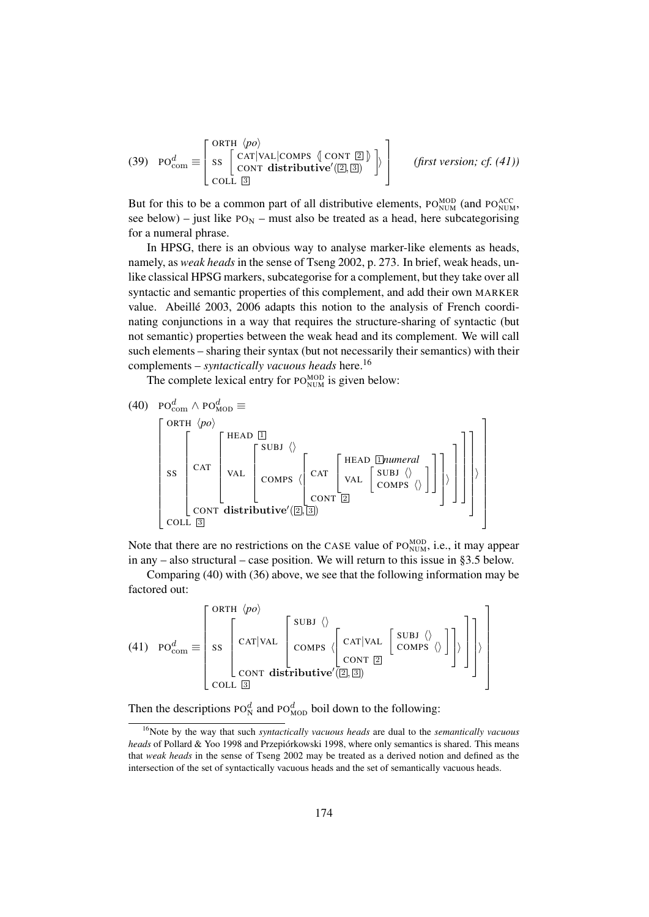(39) $\text{PO}^{d}_{\text{com}} \equiv \begin{bmatrix} \text{ORTH} \ \langle po \rangle \\ \text{SS} \begin{bmatrix} \text{CAT}|\text{VAL}|\text{COMPS} \ \langle\!\langle \ \text{CONT} \ \boxed{2} \ \rangle\!\rangle \\ \text{CONT} \ \mathbf{distributive}'(\boxed{2}, \boxed{3}) \end{bmatrix} \rangle \\ \text{COLL} \ \boxed{3} \end{bmatrix}$ *(first version; cf. (41))*

But for this to be a common part of all distributive elements, $\text{PO}^{\text{MOD}}_{\text{NUM}}$ (and $\text{PO}^{\text{ACC}}_{\text{NUM}}$, see below) – just like $\text{PO}_{\text{N}}$ – must also be treated as a head, here subcategorising for a numeral phrase.

In HPSG, there is an obvious way to analyse marker-like elements as heads, namely, as *weak heads* in the sense of Tseng 2002, p. 273. In brief, weak heads, unlike classical HPSG markers, subcategorise for a complement, but they take over all syntactic and semantic properties of this complement, and add their own MARKER value. Abeillé 2003, 2006 adapts this notion to the analysis of French coordinating conjunctions in a way that requires the structure-sharing of syntactic (but not semantic) properties between the weak head and its complement. We will call such elements – sharing their syntax (but not necessarily their semantics) with their complements – *syntactically vacuous heads* here.[16]

The complete lexical entry for $\text{PO}^{\text{MOD}}_{\text{NUM}}$ is given below:

(40) $\text{PO}^{d}_{\text{com}} \wedge \text{PO}^{d}_{\text{MOD}} \equiv$

$$\begin{bmatrix} \text{ORTH} \ \langle po \rangle \\ \text{SS} \begin{bmatrix} \text{CAT} \begin{bmatrix} \text{HEAD} \ \boxed{1} \\ \text{VAL} \begin{bmatrix} \text{SUBJ} \ \langle\rangle \\ \text{COMPS} \ \langle \begin{bmatrix} \text{CAT} \begin{bmatrix} \text{HEAD} \ \boxed{1}\textit{numeral} \\ \text{VAL} \begin{bmatrix} \text{SUBJ} \ \langle\rangle \\ \text{COMPS} \ \langle\rangle \end{bmatrix} \end{bmatrix} \\ \text{CONT} \ \boxed{2} \end{bmatrix} \rangle \end{bmatrix} \end{bmatrix} \\ \text{CONT} \ \mathbf{distributive}'(\boxed{2}, \boxed{3}) \end{bmatrix} \rangle \\ \text{COLL} \ \boxed{3} \end{bmatrix}$$

Note that there are no restrictions on the CASE value of $\text{PO}^{\text{MOD}}_{\text{NUM}}$, i.e., it may appear in any – also structural – case position. We will return to this issue in §3.5 below.

Comparing (40) with (36) above, we see that the following information may be factored out:

(41) $$\text{PO}^{d}_{\text{com}} \equiv \begin{bmatrix} \text{ORTH} \ \langle po \rangle \\ \text{SS} \begin{bmatrix} \text{CAT}|\text{VAL} \begin{bmatrix} \text{SUBJ} \ \langle\rangle \\ \text{COMPS} \ \langle \begin{bmatrix} \text{CAT}|\text{VAL} \begin{bmatrix} \text{SUBJ} \ \langle\rangle \\ \text{COMPS} \ \langle\rangle \end{bmatrix} \\ \text{CONT} \ \boxed{2} \end{bmatrix} \rangle \end{bmatrix} \\ \text{CONT} \ \mathbf{distributive}'(\boxed{2}, \boxed{3}) \end{bmatrix} \rangle \\ \text{COLL} \ \boxed{3} \end{bmatrix}$$

Then the descriptions $\text{PO}^{d}_{\text{N}}$ and $\text{PO}^{d}_{\text{MOD}}$ boil down to the following:

---

[16] Note by the way that such *syntactically vacuous heads* are dual to the *semantically vacuous heads* of Pollard & Yoo 1998 and Przepiórkowski 1998, where only semantics is shared. This means that *weak heads* in the sense of Tseng 2002 may be treated as a derived notion and defined as the intersection of the set of syntactically vacuous heads and the set of semantically vacuous heads.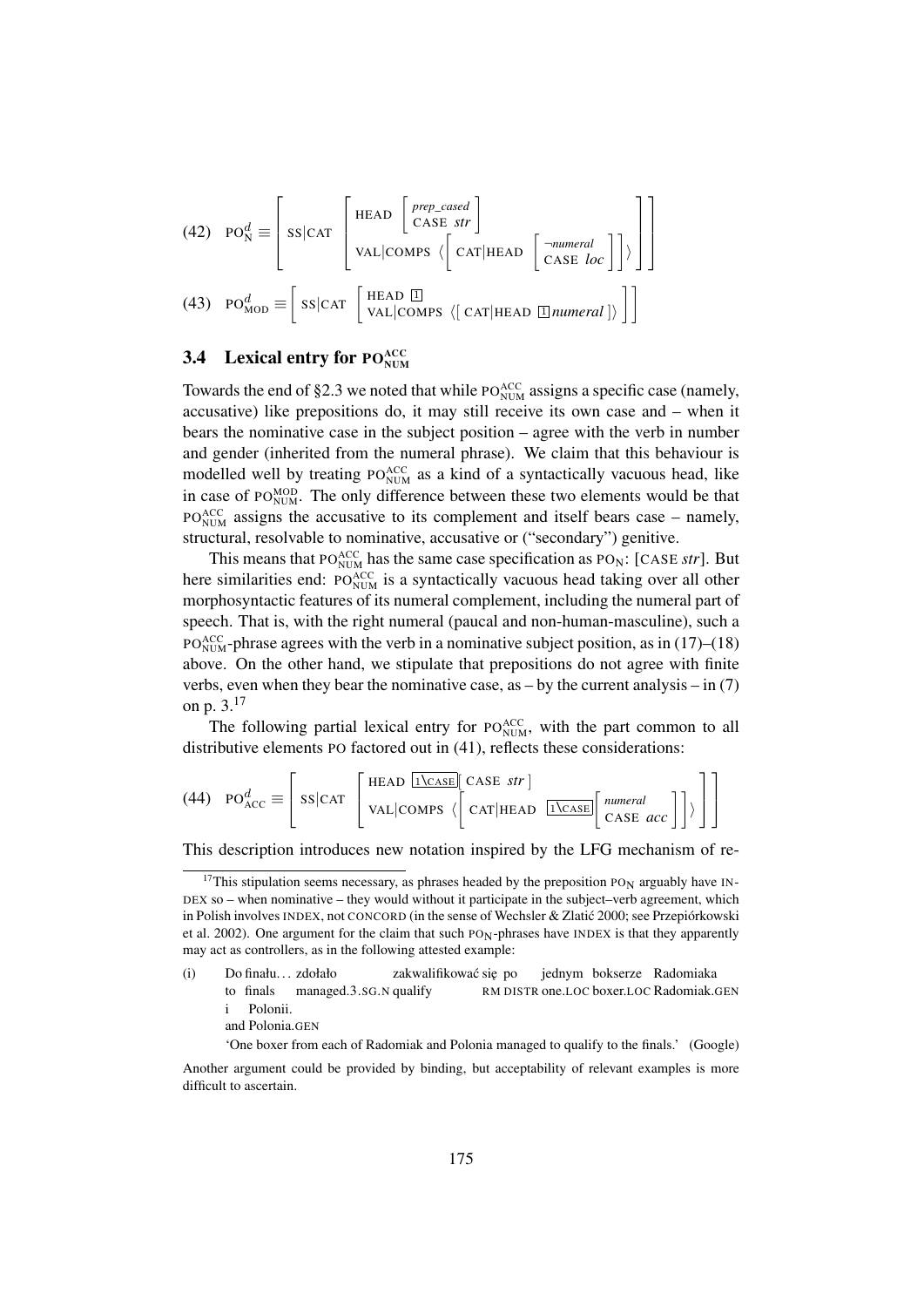(42) $\text{PO}^{d}_{\text{N}} \equiv \left[ \text{SS}|\text{CAT} \begin{bmatrix} \text{HEAD} \begin{bmatrix} \textit{prep\_cased} \\ \text{CASE } \textit{str} \end{bmatrix} \\ \text{VAL}|\text{COMPS } \left\langle \left[ \text{CAT}|\text{HEAD} \begin{bmatrix} \neg\textit{numeral} \\ \text{CASE } \textit{loc} \end{bmatrix} \right] \right\rangle \end{bmatrix} \right]$

(43) $\text{PO}^{d}_{\text{MOD}} \equiv \left[ \text{SS}|\text{CAT} \begin{bmatrix} \text{HEAD } \boxed{1} \\ \text{VAL}|\text{COMPS } \langle [\text{ CAT}|\text{HEAD } \boxed{1}\textit{numeral} ] \rangle \end{bmatrix} \right]$

### 3.4 Lexical entry for $\text{PO}^{\text{ACC}}_{\text{NUM}}$

Towards the end of §2.3 we noted that while $\text{PO}^{\text{ACC}}_{\text{NUM}}$ assigns a specific case (namely, accusative) like prepositions do, it may still receive its own case and – when it bears the nominative case in the subject position – agree with the verb in number and gender (inherited from the numeral phrase). We claim that this behaviour is modelled well by treating $\text{PO}^{\text{ACC}}_{\text{NUM}}$ as a kind of a syntactically vacuous head, like in case of $\text{PO}^{\text{MOD}}_{\text{NUM}}$. The only difference between these two elements would be that $\text{PO}^{\text{ACC}}_{\text{NUM}}$ assigns the accusative to its complement and itself bears case – namely, structural, resolvable to nominative, accusative or ("secondary") genitive.

This means that $\text{PO}^{\text{ACC}}_{\text{NUM}}$ has the same case specification as $\text{PO}_{\text{N}}$: [CASE *str*]. But here similarities end: $\text{PO}^{\text{ACC}}_{\text{NUM}}$ is a syntactically vacuous head taking over all other morphosyntactic features of its numeral complement, including the numeral part of speech. That is, with the right numeral (paucal and non-human-masculine), such a $\text{PO}^{\text{ACC}}_{\text{NUM}}$-phrase agrees with the verb in a nominative subject position, as in (17)–(18) above. On the other hand, we stipulate that prepositions do not agree with finite verbs, even when they bear the nominative case, as – by the current analysis – in (7) on p. 3.[17]

The following partial lexical entry for $\text{PO}^{\text{ACC}}_{\text{NUM}}$, with the part common to all distributive elements PO factored out in (41), reflects these considerations:

(44) $\text{PO}^{d}_{\text{ACC}} \equiv \left[ \text{SS}|\text{CAT} \begin{bmatrix} \text{HEAD } \boxed{1\backslash\text{CASE}}[\text{ CASE } \textit{str} ] \\ \text{VAL}|\text{COMPS } \left\langle \left[ \text{CAT}|\text{HEAD } \boxed{1\backslash\text{CASE}} \begin{bmatrix} \textit{numeral} \\ \text{CASE } \textit{acc} \end{bmatrix} \right] \right\rangle \end{bmatrix} \right]$

This description introduces new notation inspired by the LFG mechanism of re-

---

[17] This stipulation seems necessary, as phrases headed by the preposition $\text{PO}_{\text{N}}$ arguably have INDEX so – when nominative – they would without it participate in the subject–verb agreement, which in Polish involves INDEX, not CONCORD (in the sense of Wechsler & Zlatić 2000; see Przepiórkowski et al. 2002). One argument for the claim that such $\text{PO}_{\text{N}}$-phrases have INDEX is that they apparently may act as controllers, as in the following attested example:

(i) Do finału… zdołało zakwalifikować się po jednym bokserze Radomiaka i Polonii.
to finals managed.3.SG.N qualify RM DISTR one.LOC boxer.LOC Radomiak.GEN and Polonia.GEN
'One boxer from each of Radomiak and Polonia managed to qualify to the finals.' (Google)

Another argument could be provided by binding, but acceptability of relevant examples is more difficult to ascertain.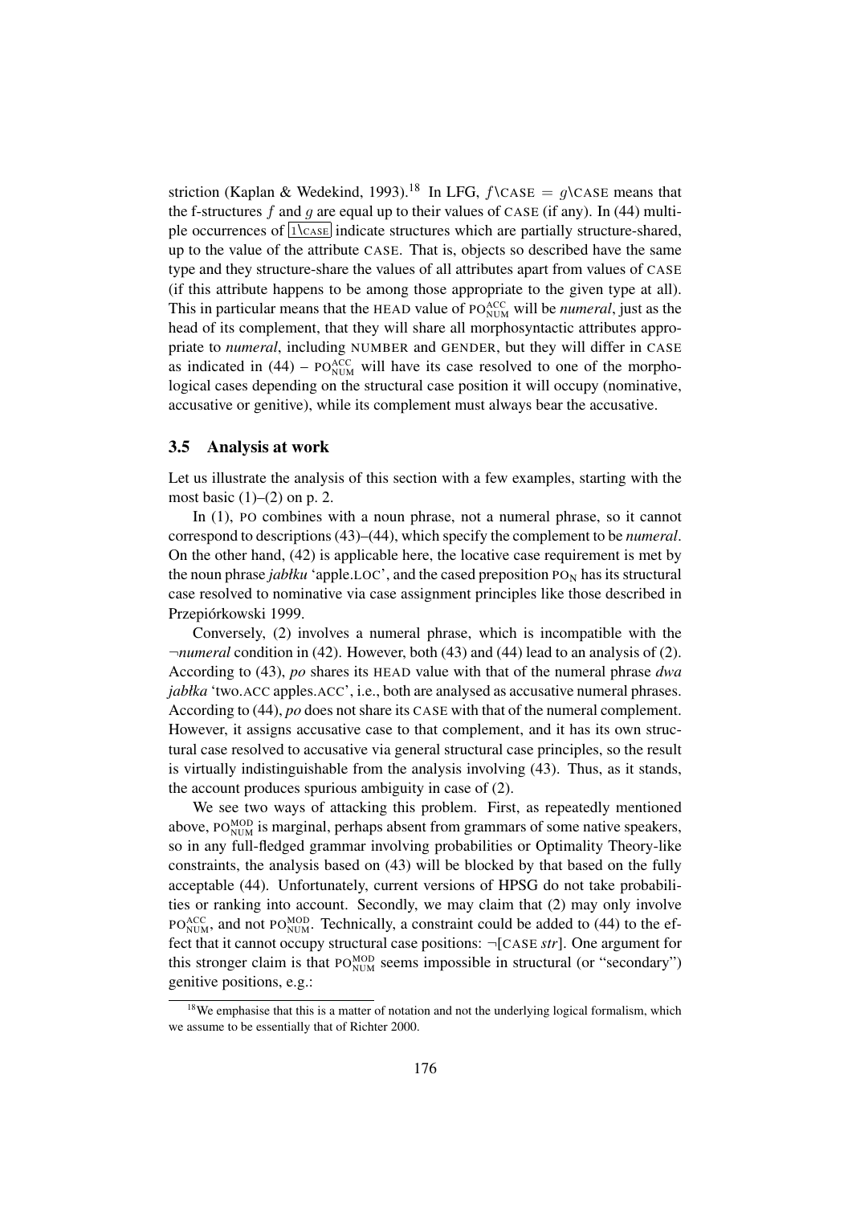striction (Kaplan & Wedekind, 1993).[18] In LFG, $f\backslash\text{CASE} = g\backslash\text{CASE}$ means that the f-structures $f$ and $g$ are equal up to their values of CASE (if any). In (44) multiple occurrences of $\boxed{1\backslash\text{CASE}}$ indicate structures which are partially structure-shared, up to the value of the attribute CASE. That is, objects so described have the same type and they structure-share the values of all attributes apart from values of CASE (if this attribute happens to be among those appropriate to the given type at all). This in particular means that the HEAD value of $\text{PO}^{\text{ACC}}_{\text{NUM}}$ will be *numeral*, just as the head of its complement, that they will share all morphosyntactic attributes appropriate to *numeral*, including NUMBER and GENDER, but they will differ in CASE as indicated in (44) – $\text{PO}^{\text{ACC}}_{\text{NUM}}$ will have its case resolved to one of the morphological cases depending on the structural case position it will occupy (nominative, accusative or genitive), while its complement must always bear the accusative.

### 3.5 Analysis at work

Let us illustrate the analysis of this section with a few examples, starting with the most basic (1)–(2) on p. 2.

In (1), PO combines with a noun phrase, not a numeral phrase, so it cannot correspond to descriptions (43)–(44), which specify the complement to be *numeral*. On the other hand, (42) is applicable here, the locative case requirement is met by the noun phrase *jabłku* 'apple.LOC', and the cased preposition $\text{PO}_{\text{N}}$ has its structural case resolved to nominative via case assignment principles like those described in Przepiórkowski 1999.

Conversely, (2) involves a numeral phrase, which is incompatible with the ¬*numeral* condition in (42). However, both (43) and (44) lead to an analysis of (2). According to (43), *po* shares its HEAD value with that of the numeral phrase *dwa jabłka* 'two.ACC apples.ACC', i.e., both are analysed as accusative numeral phrases. According to (44), *po* does not share its CASE with that of the numeral complement. However, it assigns accusative case to that complement, and it has its own structural case resolved to accusative via general structural case principles, so the result is virtually indistinguishable from the analysis involving (43). Thus, as it stands, the account produces spurious ambiguity in case of (2).

We see two ways of attacking this problem. First, as repeatedly mentioned above, $\text{PO}^{\text{MOD}}_{\text{NUM}}$ is marginal, perhaps absent from grammars of some native speakers, so in any full-fledged grammar involving probabilities or Optimality Theory-like constraints, the analysis based on (43) will be blocked by that based on the fully acceptable (44). Unfortunately, current versions of HPSG do not take probabilities or ranking into account. Secondly, we may claim that (2) may only involve $\text{PO}^{\text{ACC}}_{\text{NUM}}$, and not $\text{PO}^{\text{MOD}}_{\text{NUM}}$. Technically, a constraint could be added to (44) to the effect that it cannot occupy structural case positions: ¬[CASE *str*]. One argument for this stronger claim is that $\text{PO}^{\text{MOD}}_{\text{NUM}}$ seems impossible in structural (or "secondary") genitive positions, e.g.:

[18] We emphasise that this is a matter of notation and not the underlying logical formalism, which we assume to be essentially that of Richter 2000.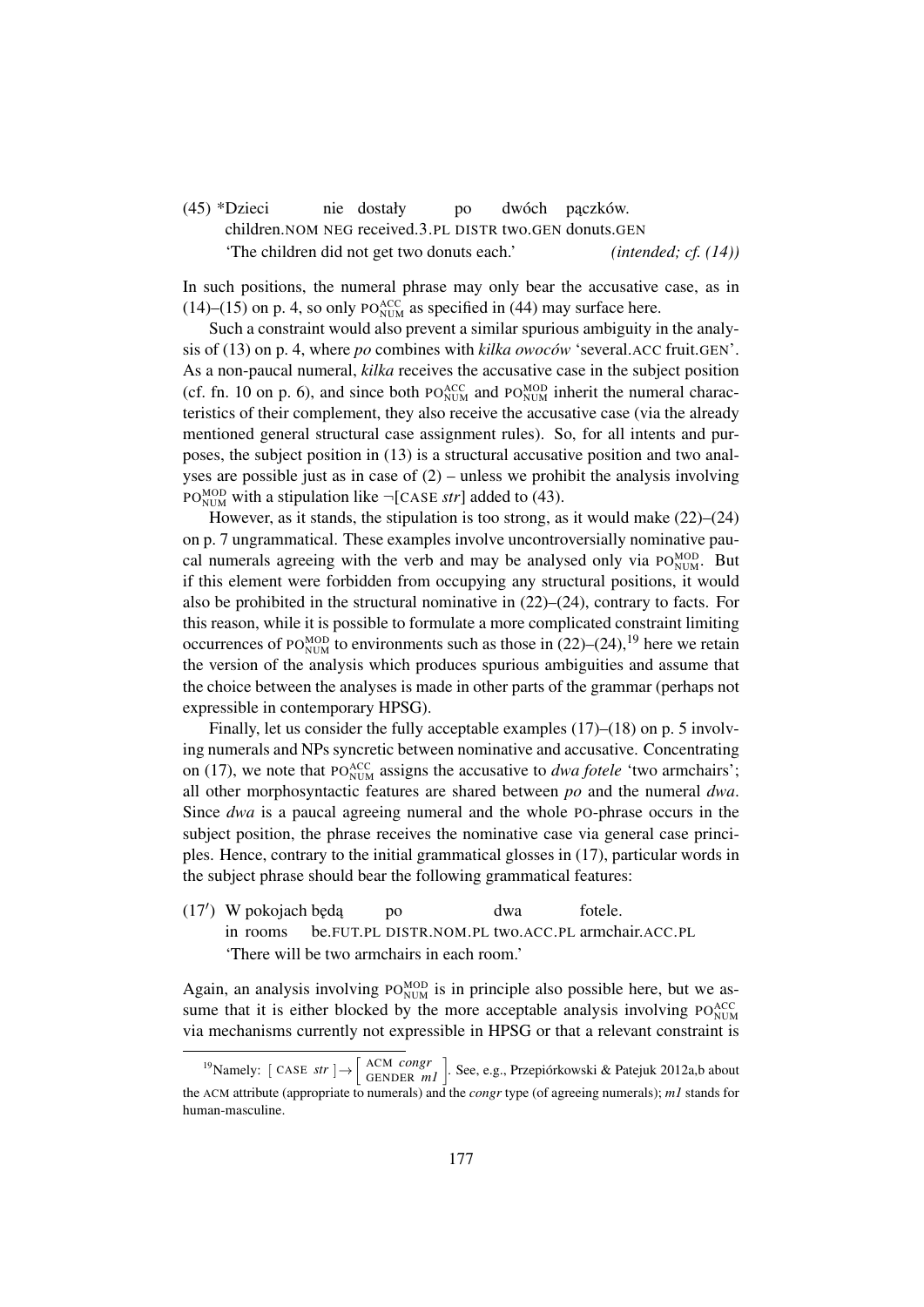(45) *Dzieci nie dostały po dwóch pączków.
children.NOM NEG received.3.PL DISTR two.GEN donuts.GEN
'The children did not get two donuts each.' *(intended; cf. (14))*

In such positions, the numeral phrase may only bear the accusative case, as in (14)–(15) on p. 4, so only $\text{PO}^{\text{ACC}}_{\text{NUM}}$ as specified in (44) may surface here.

Such a constraint would also prevent a similar spurious ambiguity in the analysis of (13) on p. 4, where *po* combines with *kilka owoców* 'several.ACC fruit.GEN'. As a non-paucal numeral, *kilka* receives the accusative case in the subject position (cf. fn. 10 on p. 6), and since both $\text{PO}^{\text{ACC}}_{\text{NUM}}$ and $\text{PO}^{\text{MOD}}_{\text{NUM}}$ inherit the numeral characteristics of their complement, they also receive the accusative case (via the already mentioned general structural case assignment rules). So, for all intents and purposes, the subject position in (13) is a structural accusative position and two analyses are possible just as in case of (2) – unless we prohibit the analysis involving $\text{PO}^{\text{MOD}}_{\text{NUM}}$ with a stipulation like ¬[CASE *str*] added to (43).

However, as it stands, the stipulation is too strong, as it would make (22)–(24) on p. 7 ungrammatical. These examples involve uncontroversially nominative paucal numerals agreeing with the verb and may be analysed only via $\text{PO}^{\text{MOD}}_{\text{NUM}}$. But if this element were forbidden from occupying any structural positions, it would also be prohibited in the structural nominative in (22)–(24), contrary to facts. For this reason, while it is possible to formulate a more complicated constraint limiting occurrences of $\text{PO}^{\text{MOD}}_{\text{NUM}}$ to environments such as those in (22)–(24),[19] here we retain the version of the analysis which produces spurious ambiguities and assume that the choice between the analyses is made in other parts of the grammar (perhaps not expressible in contemporary HPSG).

Finally, let us consider the fully acceptable examples (17)–(18) on p. 5 involving numerals and NPs syncretic between nominative and accusative. Concentrating on (17), we note that $\text{PO}^{\text{ACC}}_{\text{NUM}}$ assigns the accusative to *dwa fotele* 'two armchairs'; all other morphosyntactic features are shared between *po* and the numeral *dwa*. Since *dwa* is a paucal agreeing numeral and the whole PO-phrase occurs in the subject position, the phrase receives the nominative case via general case principles. Hence, contrary to the initial grammatical glosses in (17), particular words in the subject phrase should bear the following grammatical features:

(17′) W pokojach będą po dwa fotele.
in rooms be.FUT.PL DISTR.NOM.PL two.ACC.PL armchair.ACC.PL
'There will be two armchairs in each room.'

Again, an analysis involving $\text{PO}^{\text{MOD}}_{\text{NUM}}$ is in principle also possible here, but we assume that it is either blocked by the more acceptable analysis involving $\text{PO}^{\text{ACC}}_{\text{NUM}}$ via mechanisms currently not expressible in HPSG or that a relevant constraint is

---

[19] Namely: $[\,\text{CASE}\ \textit{str}\,] \rightarrow \begin{bmatrix}\text{ACM}\ \textit{congr}\\ \text{GENDER}\ \textit{m1}\end{bmatrix}$. See, e.g., Przepiórkowski & Patejuk 2012a,b about the ACM attribute (appropriate to numerals) and the *congr* type (of agreeing numerals); *m1* stands for human-masculine.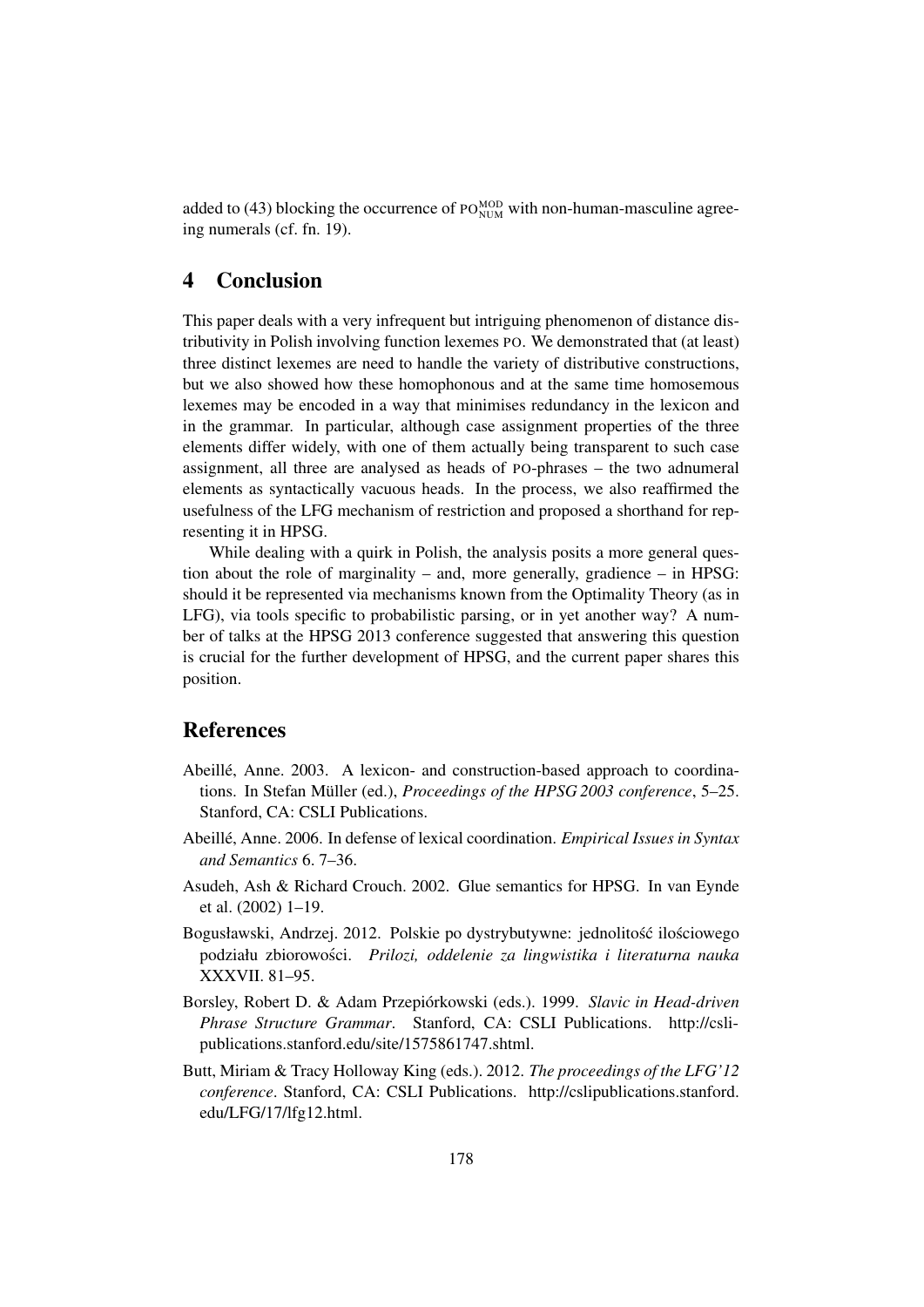added to (43) blocking the occurrence of $\text{PO}^{\text{MOD}}_{\text{NUM}}$ with non-human-masculine agreeing numerals (cf. fn. 19).

## 4 Conclusion

This paper deals with a very infrequent but intriguing phenomenon of distance distributivity in Polish involving function lexemes PO. We demonstrated that (at least) three distinct lexemes are need to handle the variety of distributive constructions, but we also showed how these homophonous and at the same time homosemous lexemes may be encoded in a way that minimises redundancy in the lexicon and in the grammar. In particular, although case assignment properties of the three elements differ widely, with one of them actually being transparent to such case assignment, all three are analysed as heads of PO-phrases – the two adnumeral elements as syntactically vacuous heads. In the process, we also reaffirmed the usefulness of the LFG mechanism of restriction and proposed a shorthand for representing it in HPSG.

While dealing with a quirk in Polish, the analysis posits a more general question about the role of marginality – and, more generally, gradience – in HPSG: should it be represented via mechanisms known from the Optimality Theory (as in LFG), via tools specific to probabilistic parsing, or in yet another way? A number of talks at the HPSG 2013 conference suggested that answering this question is crucial for the further development of HPSG, and the current paper shares this position.

## References

Abeillé, Anne. 2003. A lexicon- and construction-based approach to coordinations. In Stefan Müller (ed.), *Proceedings of the HPSG 2003 conference*, 5–25. Stanford, CA: CSLI Publications.

Abeillé, Anne. 2006. In defense of lexical coordination. *Empirical Issues in Syntax and Semantics* 6. 7–36.

Asudeh, Ash & Richard Crouch. 2002. Glue semantics for HPSG. In van Eynde et al. (2002) 1–19.

Bogusławski, Andrzej. 2012. Polskie po dystrybutywne: jednolitość ilościowego podziału zbiorowości. *Prilozi, oddelenie za lingwistika i literaturna nauka* XXXVII. 81–95.

Borsley, Robert D. & Adam Przepiórkowski (eds.). 1999. *Slavic in Head-driven Phrase Structure Grammar*. Stanford, CA: CSLI Publications. http://csli-publications.stanford.edu/site/1575861747.shtml.

Butt, Miriam & Tracy Holloway King (eds.). 2012. *The proceedings of the LFG'12 conference*. Stanford, CA: CSLI Publications. http://cslipublications.stanford.edu/LFG/17/lfg12.html.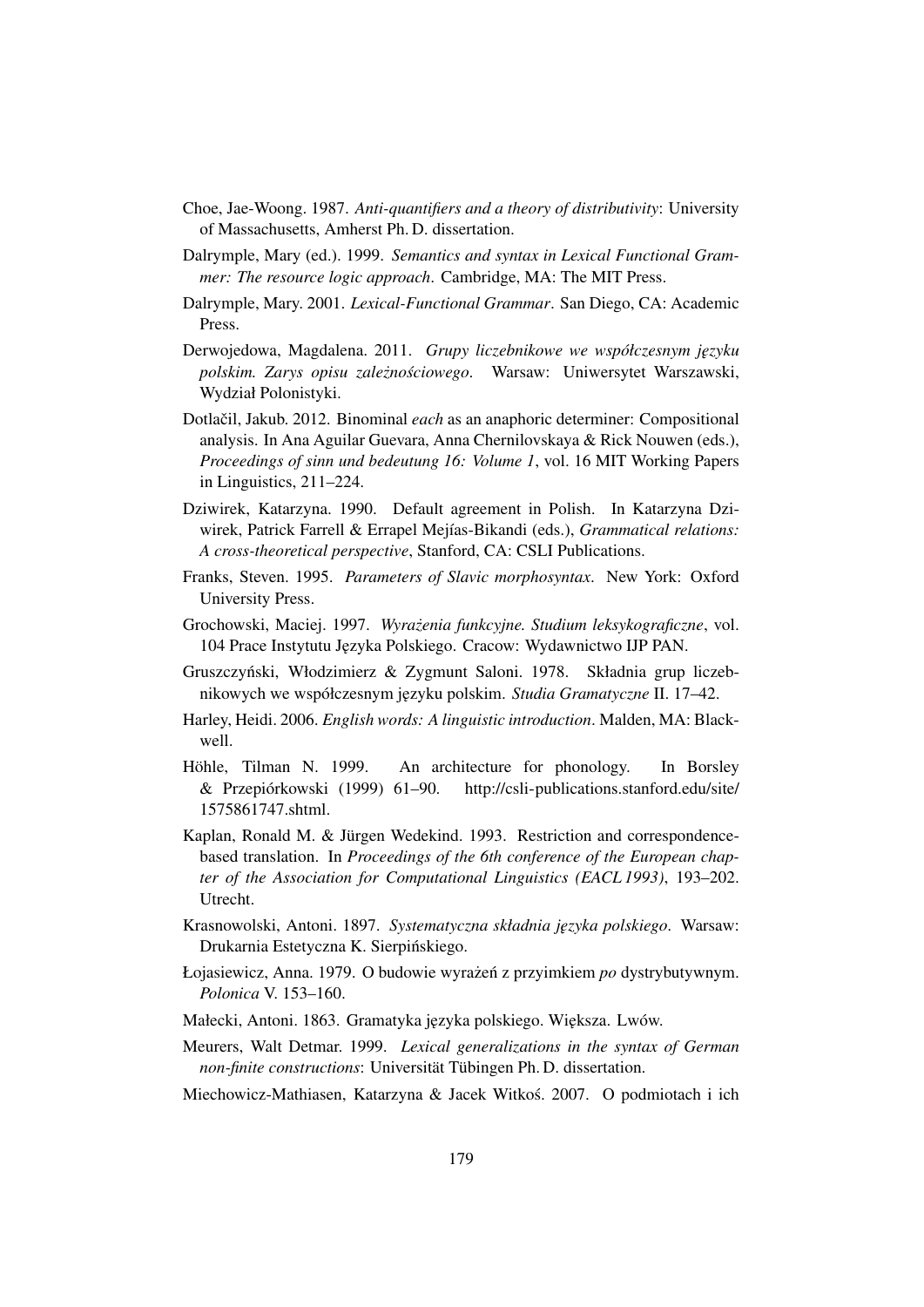Choe, Jae-Woong. 1987. *Anti-quantifiers and a theory of distributivity*: University of Massachusetts, Amherst Ph. D. dissertation.

Dalrymple, Mary (ed.). 1999. *Semantics and syntax in Lexical Functional Grammer: The resource logic approach*. Cambridge, MA: The MIT Press.

Dalrymple, Mary. 2001. *Lexical-Functional Grammar*. San Diego, CA: Academic Press.

Derwojedowa, Magdalena. 2011. *Grupy liczebnikowe we współczesnym języku polskim. Zarys opisu zależnościowego*. Warsaw: Uniwersytet Warszawski, Wydział Polonistyki.

Dotlačil, Jakub. 2012. Binominal *each* as an anaphoric determiner: Compositional analysis. In Ana Aguilar Guevara, Anna Chernilovskaya & Rick Nouwen (eds.), *Proceedings of sinn und bedeutung 16: Volume 1*, vol. 16 MIT Working Papers in Linguistics, 211–224.

Dziwirek, Katarzyna. 1990. Default agreement in Polish. In Katarzyna Dziwirek, Patrick Farrell & Errapel Mejías-Bikandi (eds.), *Grammatical relations: A cross-theoretical perspective*, Stanford, CA: CSLI Publications.

Franks, Steven. 1995. *Parameters of Slavic morphosyntax*. New York: Oxford University Press.

Grochowski, Maciej. 1997. *Wyrażenia funkcyjne. Studium leksykograficzne*, vol. 104 Prace Instytutu Języka Polskiego. Cracow: Wydawnictwo IJP PAN.

Gruszczyński, Włodzimierz & Zygmunt Saloni. 1978. Składnia grup liczebnikowych we współczesnym języku polskim. *Studia Gramatyczne* II. 17–42.

Harley, Heidi. 2006. *English words: A linguistic introduction*. Malden, MA: Blackwell.

Höhle, Tilman N. 1999. An architecture for phonology. In Borsley & Przepiórkowski (1999) 61–90. http://csli-publications.stanford.edu/site/1575861747.shtml.

Kaplan, Ronald M. & Jürgen Wedekind. 1993. Restriction and correspondence-based translation. In *Proceedings of the 6th conference of the European chapter of the Association for Computational Linguistics (EACL 1993)*, 193–202. Utrecht.

Krasnowolski, Antoni. 1897. *Systematyczna składnia języka polskiego*. Warsaw: Drukarnia Estetyczna K. Sierpińskiego.

Łojasiewicz, Anna. 1979. O budowie wyrażeń z przyimkiem *po* dystrybutywnym. *Polonica* V. 153–160.

Małecki, Antoni. 1863. Gramatyka języka polskiego. Większa. Lwów.

Meurers, Walt Detmar. 1999. *Lexical generalizations in the syntax of German non-finite constructions*: Universität Tübingen Ph. D. dissertation.

Miechowicz-Mathiasen, Katarzyna & Jacek Witkoś. 2007. O podmiotach i ich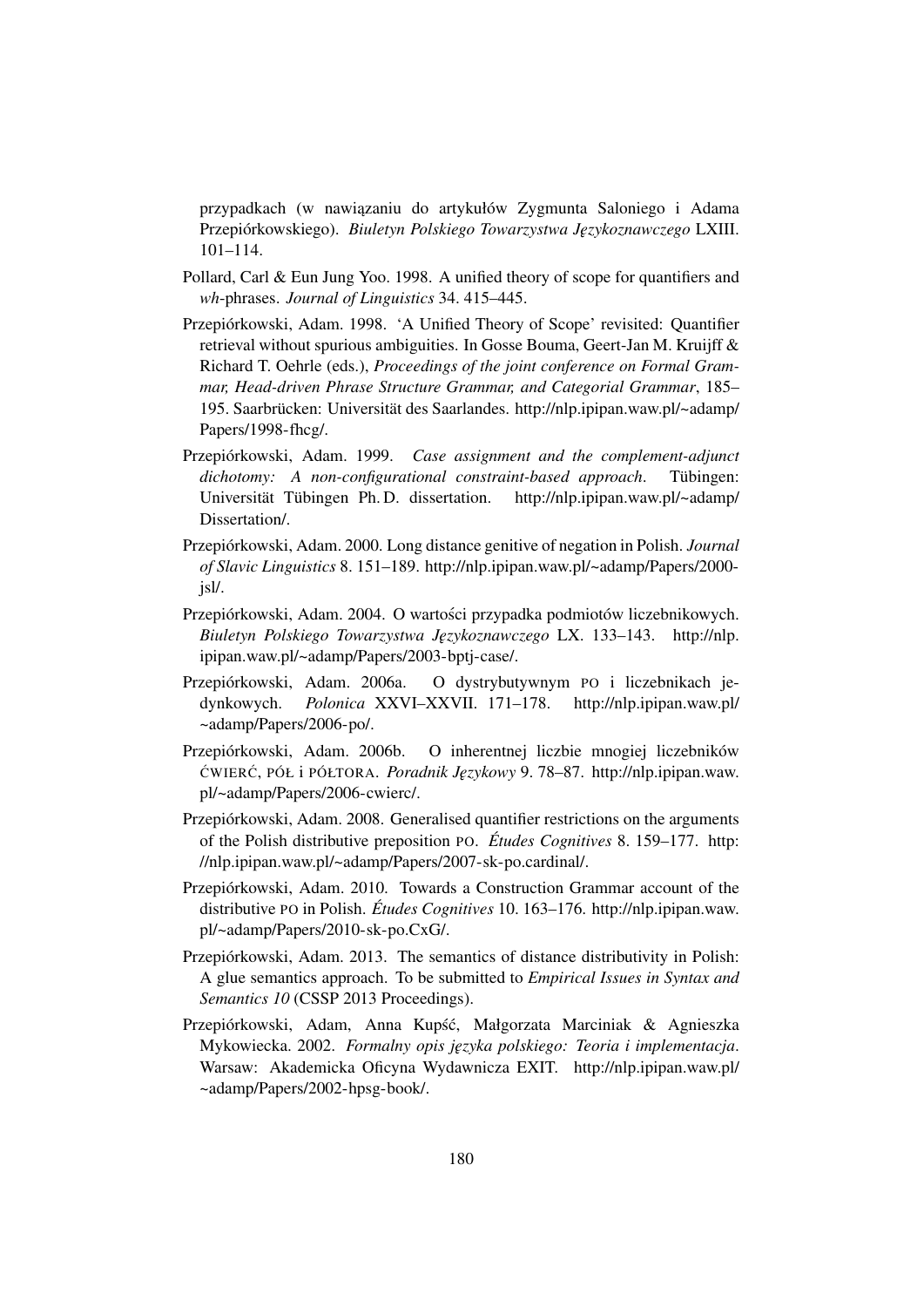przypadkach (w nawiązaniu do artykułów Zygmunta Saloniego i Adama Przepiórkowskiego). *Biuletyn Polskiego Towarzystwa Językoznawczego* LXIII. 101–114.

Pollard, Carl & Eun Jung Yoo. 1998. A unified theory of scope for quantifiers and *wh*-phrases. *Journal of Linguistics* 34. 415–445.

Przepiórkowski, Adam. 1998. 'A Unified Theory of Scope' revisited: Quantifier retrieval without spurious ambiguities. In Gosse Bouma, Geert-Jan M. Kruijff & Richard T. Oehrle (eds.), *Proceedings of the joint conference on Formal Grammar, Head-driven Phrase Structure Grammar, and Categorial Grammar*, 185–195. Saarbrücken: Universität des Saarlandes. http://nlp.ipipan.waw.pl/~adamp/Papers/1998-fhcg/.

Przepiórkowski, Adam. 1999. *Case assignment and the complement-adjunct dichotomy: A non-configurational constraint-based approach*. Tübingen: Universität Tübingen Ph. D. dissertation. http://nlp.ipipan.waw.pl/~adamp/Dissertation/.

Przepiórkowski, Adam. 2000. Long distance genitive of negation in Polish. *Journal of Slavic Linguistics* 8. 151–189. http://nlp.ipipan.waw.pl/~adamp/Papers/2000-jsl/.

Przepiórkowski, Adam. 2004. O wartości przypadka podmiotów liczebnikowych. *Biuletyn Polskiego Towarzystwa Językoznawczego* LX. 133–143. http://nlp.ipipan.waw.pl/~adamp/Papers/2003-bptj-case/.

Przepiórkowski, Adam. 2006a. O dystrybutywnym PO i liczebnikach jedynkowych. *Polonica* XXVI–XXVII. 171–178. http://nlp.ipipan.waw.pl/~adamp/Papers/2006-po/.

Przepiórkowski, Adam. 2006b. O inherentnej liczbie mnogiej liczebników ĆWIERĆ, PÓŁ i PÓŁTORA. *Poradnik Językowy* 9. 78–87. http://nlp.ipipan.waw.pl/~adamp/Papers/2006-cwierc/.

Przepiórkowski, Adam. 2008. Generalised quantifier restrictions on the arguments of the Polish distributive preposition PO. *Études Cognitives* 8. 159–177. http://nlp.ipipan.waw.pl/~adamp/Papers/2007-sk-po.cardinal/.

Przepiórkowski, Adam. 2010. Towards a Construction Grammar account of the distributive PO in Polish. *Études Cognitives* 10. 163–176. http://nlp.ipipan.waw.pl/~adamp/Papers/2010-sk-po.CxG/.

Przepiórkowski, Adam. 2013. The semantics of distance distributivity in Polish: A glue semantics approach. To be submitted to *Empirical Issues in Syntax and Semantics 10* (CSSP 2013 Proceedings).

Przepiórkowski, Adam, Anna Kupść, Małgorzata Marciniak & Agnieszka Mykowiecka. 2002. *Formalny opis języka polskiego: Teoria i implementacja*. Warsaw: Akademicka Oficyna Wydawnicza EXIT. http://nlp.ipipan.waw.pl/~adamp/Papers/2002-hpsg-book/.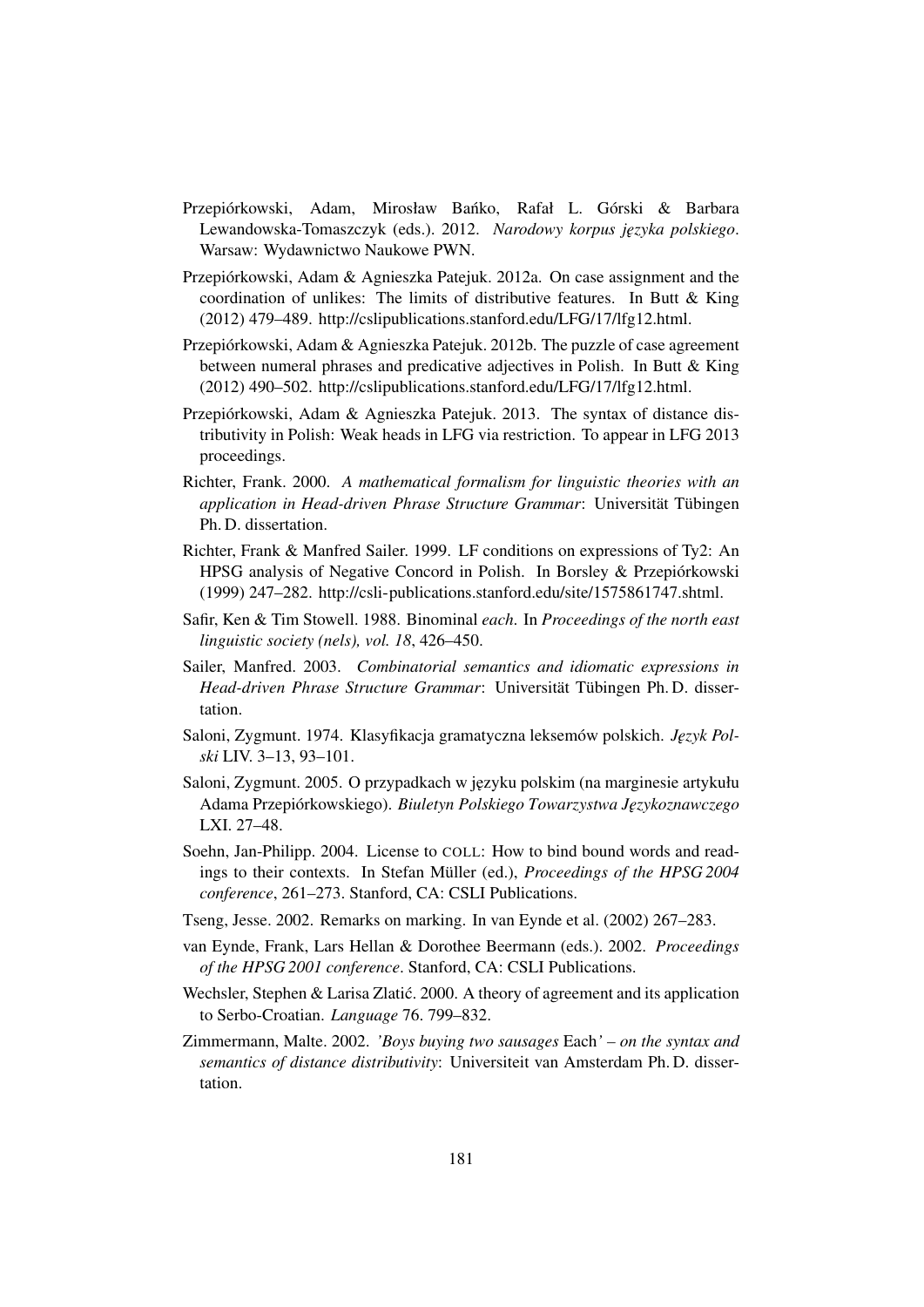Przepiórkowski, Adam, Mirosław Bańko, Rafał L. Górski & Barbara Lewandowska-Tomaszczyk (eds.). 2012. *Narodowy korpus języka polskiego*. Warsaw: Wydawnictwo Naukowe PWN.

Przepiórkowski, Adam & Agnieszka Patejuk. 2012a. On case assignment and the coordination of unlikes: The limits of distributive features. In Butt & King (2012) 479–489. http://cslipublications.stanford.edu/LFG/17/lfg12.html.

Przepiórkowski, Adam & Agnieszka Patejuk. 2012b. The puzzle of case agreement between numeral phrases and predicative adjectives in Polish. In Butt & King (2012) 490–502. http://cslipublications.stanford.edu/LFG/17/lfg12.html.

Przepiórkowski, Adam & Agnieszka Patejuk. 2013. The syntax of distance distributivity in Polish: Weak heads in LFG via restriction. To appear in LFG 2013 proceedings.

Richter, Frank. 2000. *A mathematical formalism for linguistic theories with an application in Head-driven Phrase Structure Grammar*: Universität Tübingen Ph. D. dissertation.

Richter, Frank & Manfred Sailer. 1999. LF conditions on expressions of Ty2: An HPSG analysis of Negative Concord in Polish. In Borsley & Przepiórkowski (1999) 247–282. http://csli-publications.stanford.edu/site/1575861747.shtml.

Safir, Ken & Tim Stowell. 1988. Binominal *each*. In *Proceedings of the north east linguistic society (nels), vol. 18*, 426–450.

Sailer, Manfred. 2003. *Combinatorial semantics and idiomatic expressions in Head-driven Phrase Structure Grammar*: Universität Tübingen Ph. D. dissertation.

Saloni, Zygmunt. 1974. Klasyfikacja gramatyczna leksemów polskich. *Język Polski* LIV. 3–13, 93–101.

Saloni, Zygmunt. 2005. O przypadkach w języku polskim (na marginesie artykułu Adama Przepiórkowskiego). *Biuletyn Polskiego Towarzystwa Językoznawczego* LXI. 27–48.

Soehn, Jan-Philipp. 2004. License to COLL: How to bind bound words and readings to their contexts. In Stefan Müller (ed.), *Proceedings of the HPSG 2004 conference*, 261–273. Stanford, CA: CSLI Publications.

Tseng, Jesse. 2002. Remarks on marking. In van Eynde et al. (2002) 267–283.

van Eynde, Frank, Lars Hellan & Dorothee Beermann (eds.). 2002. *Proceedings of the HPSG 2001 conference*. Stanford, CA: CSLI Publications.

Wechsler, Stephen & Larisa Zlatić. 2000. A theory of agreement and its application to Serbo-Croatian. *Language* 76. 799–832.

Zimmermann, Malte. 2002. *'Boys buying two sausages* Each*' – on the syntax and semantics of distance distributivity*: Universiteit van Amsterdam Ph. D. dissertation.